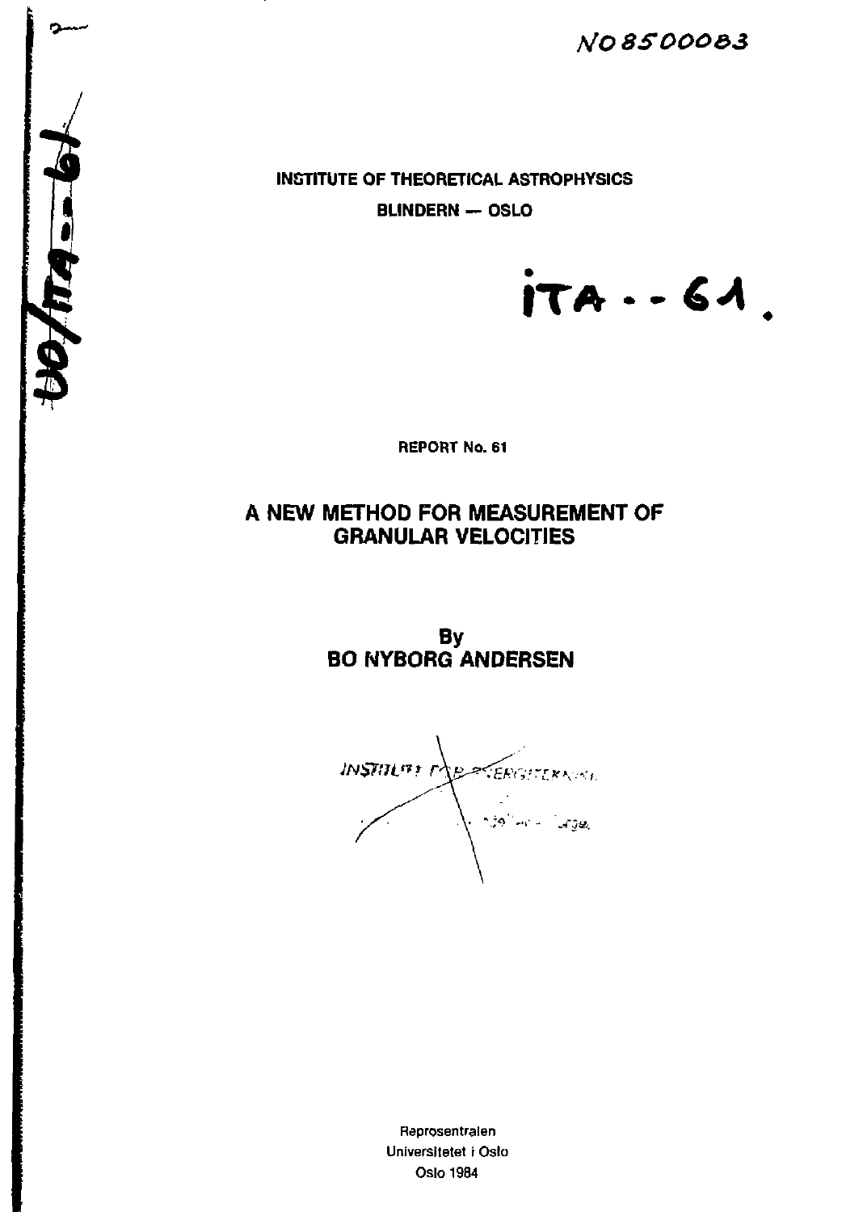NO8500083

INSTITUTE OF THEORETICAL ASTROPHYSICS

BLINDERN — OSLO

ITA--61.

REPORT No. 61

# A NEW METHOD FOR MEASUREMENT OF GRANULAR VELOCITIES

By

BO NYBORG ANDERSEN

Reprosentralen
Universitetet i Oslo
Oslo 1984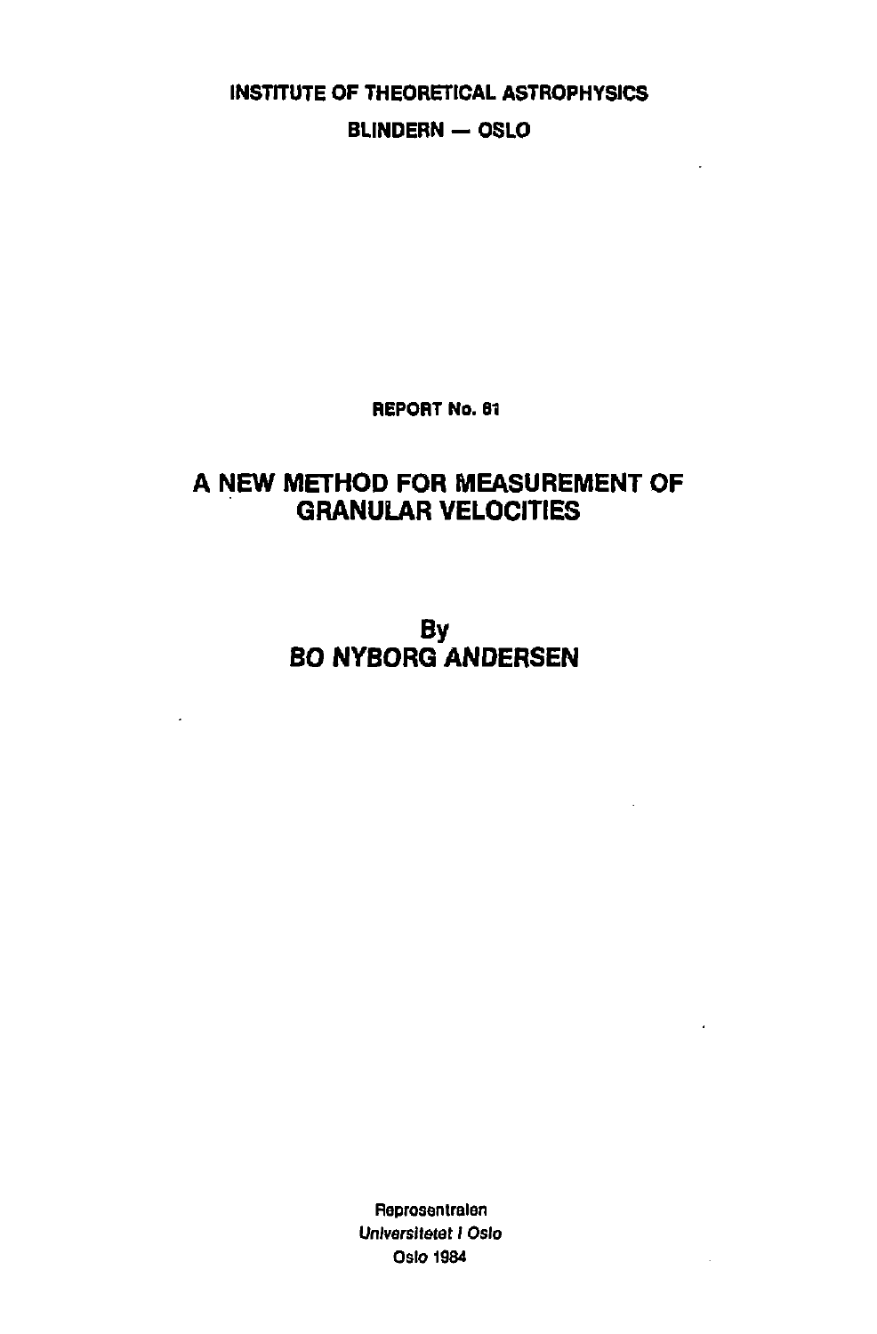INSTITUTE OF THEORETICAL ASTROPHYSICS

BLINDERN — OSLO

REPORT No. 61

# A NEW METHOD FOR MEASUREMENT OF GRANULAR VELOCITIES

By

**BO NYBORG ANDERSEN**

Reprosentralen

Universitetet i Oslo

Oslo 1984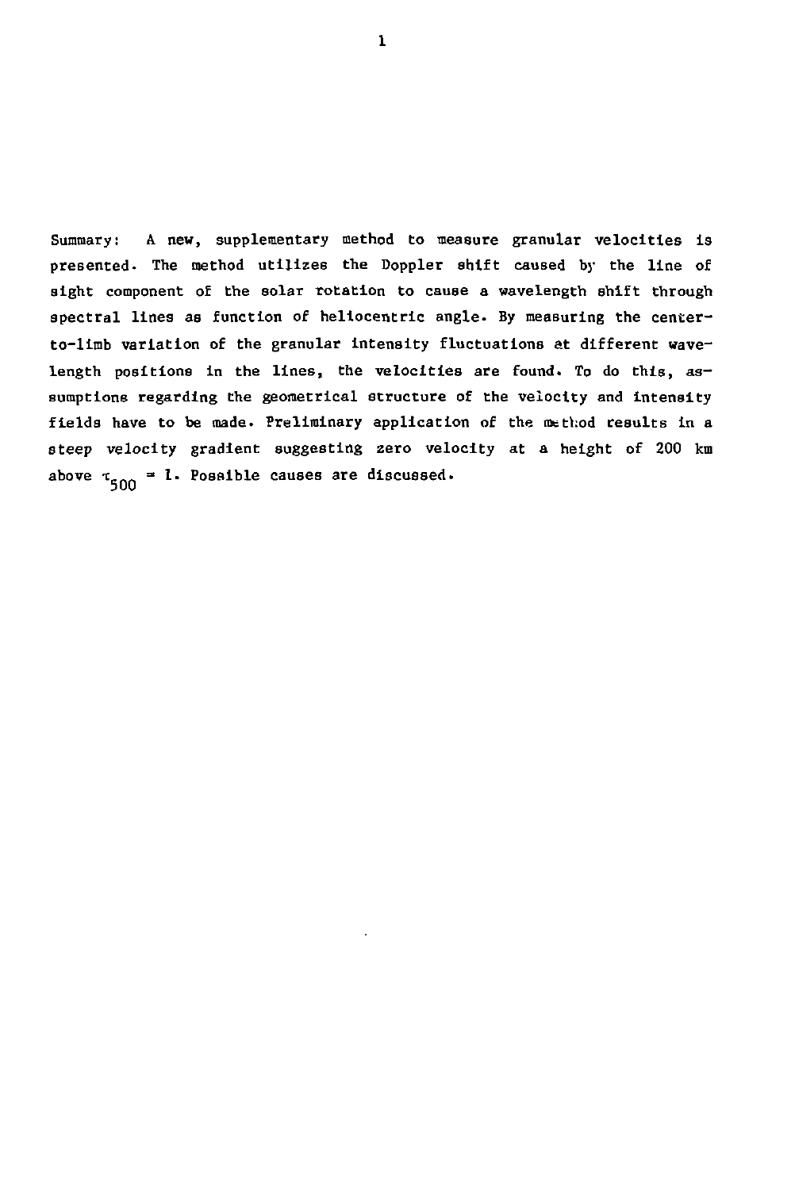Summary: A new, supplementary method to measure granular velocities is presented. The method utilizes the Doppler shift caused by the line of sight component of the solar rotation to cause a wavelength shift through spectral lines as function of heliocentric angle. By measuring the center-to-limb variation of the granular intensity fluctuations at different wavelength positions in the lines, the velocities are found. To do this, assumptions regarding the geometrical structure of the velocity and intensity fields have to be made. Preliminary application of the method results in a steep velocity gradient suggesting zero velocity at a height of 200 km above $\tau_{500} = 1$. Possible causes are discussed.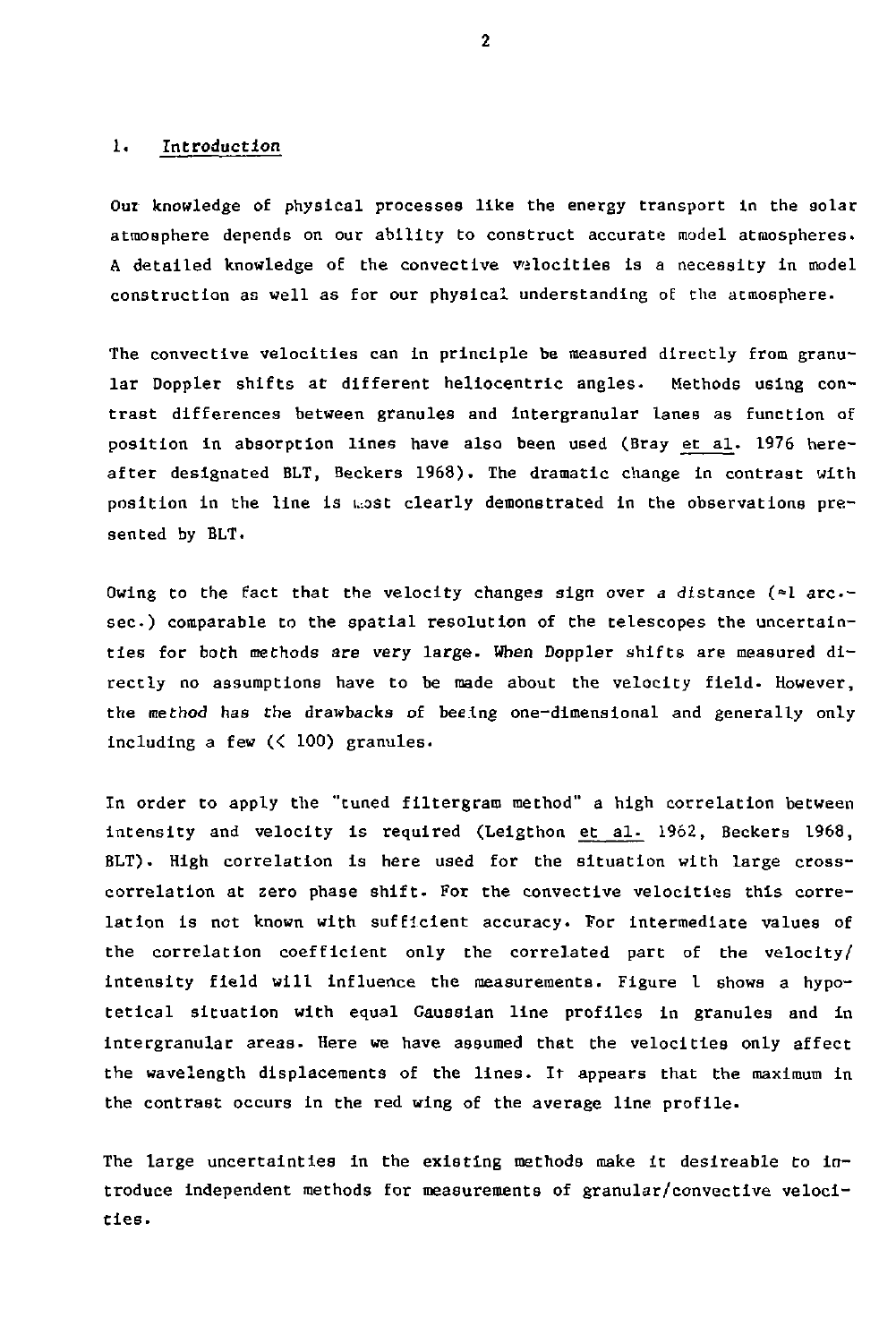## 1. Introduction

Our knowledge of physical processes like the energy transport in the solar atmosphere depends on our ability to construct accurate model atmospheres. A detailed knowledge of the convective velocities is a necessity in model construction as well as for our physical understanding of the atmosphere.

The convective velocities can in principle be measured directly from granular Doppler shifts at different heliocentric angles. Methods using contrast differences between granules and intergranular lanes as function of position in absorption lines have also been used (Bray et al. 1976 hereafter designated BLT, Beckers 1968). The dramatic change in contrast with position in the line is most clearly demonstrated in the observations presented by BLT.

Owing to the fact that the velocity changes sign over a distance (≈1 arc.-sec.) comparable to the spatial resolution of the telescopes the uncertainties for both methods are very large. When Doppler shifts are measured directly no assumptions have to be made about the velocity field. However, the method has the drawbacks of beeing one-dimensional and generally only including a few (< 100) granules.

In order to apply the "tuned filtergram method" a high correlation between intensity and velocity is required (Leigthon et al. 1962, Beckers 1968, BLT). High correlation is here used for the situation with large cross-correlation at zero phase shift. For the convective velocities this correlation is not known with sufficient accuracy. For intermediate values of the correlation coefficient only the correlated part of the velocity/intensity field will influence the measurements. Figure 1 shows a hypotetical situation with equal Gaussian line profiles in granules and in intergranular areas. Here we have assumed that the velocities only affect the wavelength displacements of the lines. It appears that the maximum in the contrast occurs in the red wing of the average line profile.

The large uncertainties in the existing methods make it desireable to introduce independent methods for measurements of granular/convective velocities.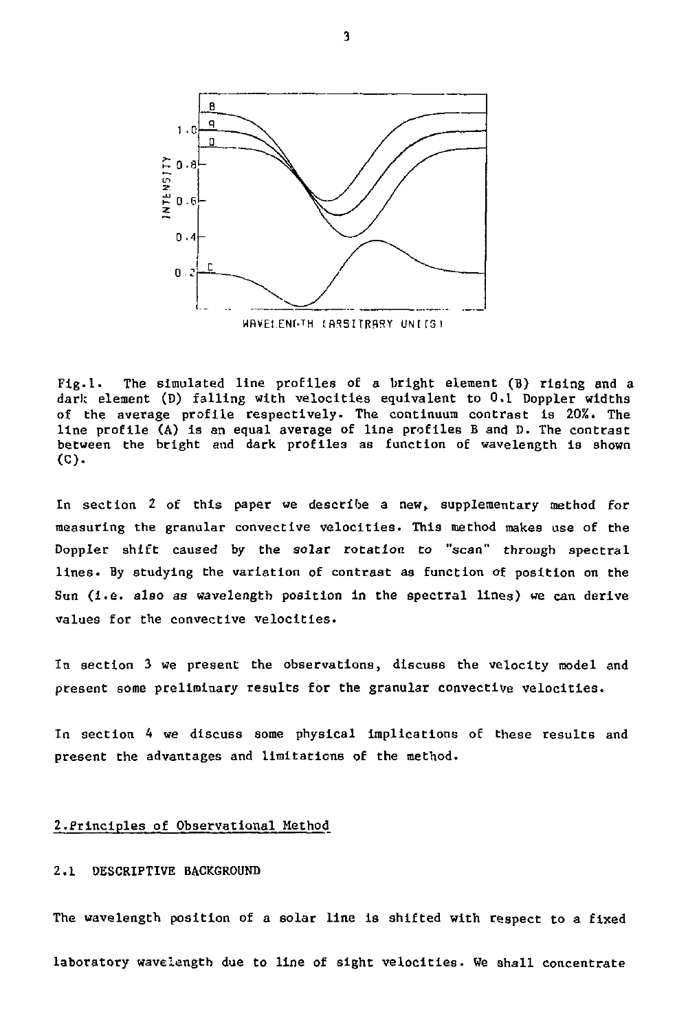Fig.1. The simulated line profiles of a bright element (B) rising and a dark element (D) falling with velocities equivalent to 0.1 Doppler widths of the average profile respectively. The continuum contrast is 20%. The line profile (A) is an equal average of line profiles B and D. The contrast between the bright and dark profiles as function of wavelength is shown (C).

In section 2 of this paper we describe a new, supplementary method for measuring the granular convective velocities. This method makes use of the Doppler shift caused by the solar rotation to "scan" through spectral lines. By studying the variation of contrast as function of position on the Sun (i.e. also as wavelength position in the spectral lines) we can derive values for the convective velocities.

In section 3 we present the observations, discuss the velocity model and present some preliminary results for the granular convective velocities.

In section 4 we discuss some physical implications of these results and present the advantages and limitations of the method.

## 2. Principles of Observational Method

### 2.1 DESCRIPTIVE BACKGROUND

The wavelength position of a solar line is shifted with respect to a fixed laboratory wavelength due to line of sight velocities. We shall concentrate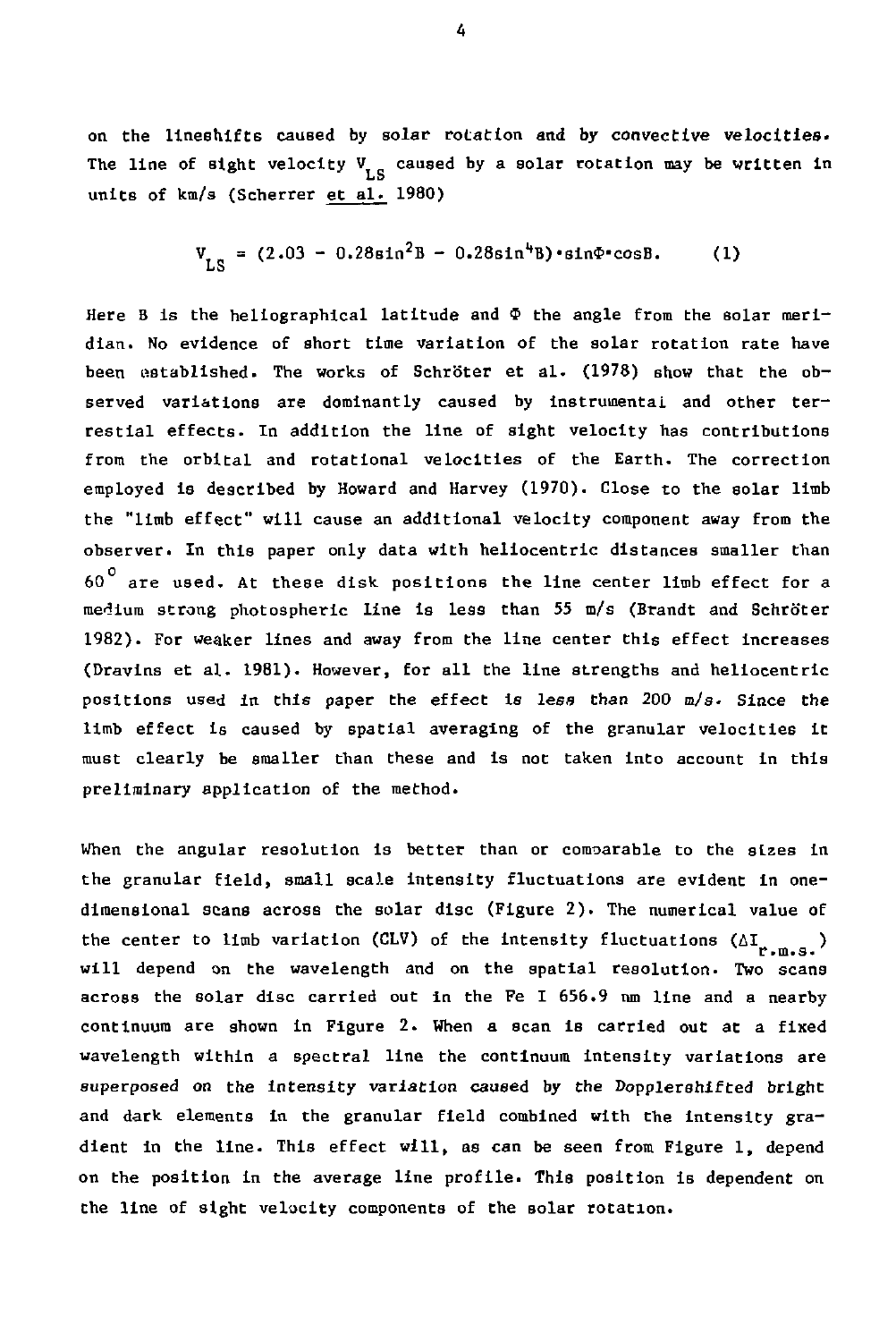on the lineshifts caused by solar rotation and by convective velocities. The line of sight velocity $V_{LS}$ caused by a solar rotation may be written in units of km/s (Scherrer et al. 1980)

$$V_{LS} = (2.03 - 0.28\sin^2 B - 0.28\sin^4 B)\cdot\sin\Phi\cdot\cos B. \qquad (1)$$

Here B is the heliographical latitude and $\Phi$ the angle from the solar meridian. No evidence of short time variation of the solar rotation rate have been established. The works of Schröter et al. (1978) show that the observed variations are dominantly caused by instrumental and other terrestial effects. In addition the line of sight velocity has contributions from the orbital and rotational velocities of the Earth. The correction employed is described by Howard and Harvey (1970). Close to the solar limb the "limb effect" will cause an additional velocity component away from the observer. In this paper only data with heliocentric distances smaller than $60^{\circ}$ are used. At these disk positions the line center limb effect for a medium strong photospheric line is less than 55 m/s (Brandt and Schröter 1982). For weaker lines and away from the line center this effect increases (Dravins et al. 1981). However, for all the line strengths and heliocentric positions used in this paper the effect is less than 200 m/s. Since the limb effect is caused by spatial averaging of the granular velocities it must clearly be smaller than these and is not taken into account in this preliminary application of the method.

When the angular resolution is better than or comparable to the sizes in the granular field, small scale intensity fluctuations are evident in one-dimensional scans across the solar disc (Figure 2). The numerical value of the center to limb variation (CLV) of the intensity fluctuations ($\Delta I_{r.m.s.}$) will depend on the wavelength and on the spatial resolution. Two scans across the solar disc carried out in the Fe I 656.9 nm line and a nearby continuum are shown in Figure 2. When a scan is carried out at a fixed wavelength within a spectral line the continuum intensity variations are superposed on the intensity variation caused by the Dopplershifted bright and dark elements in the granular field combined with the intensity gradient in the line. This effect will, as can be seen from Figure 1, depend on the position in the average line profile. This position is dependent on the line of sight velocity components of the solar rotation.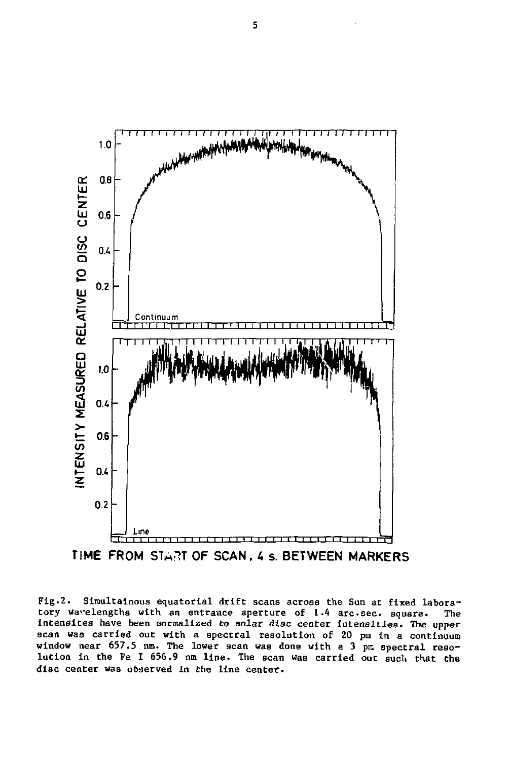Fig.2. Simultainous equatorial drift scans across the Sun at fixed laboratory wavelengths with an entrance aperture of 1.4 arc.sec. square. The intensites have been normalized to solar disc center intensities. The upper scan was carried out with a spectral resolution of 20 pm in a continuum window near 657.5 nm. The lower scan was done with a 3 pm spectral resolution in the Fe I 656.9 nm line. The scan was carried out such that the disc center was observed in the line center.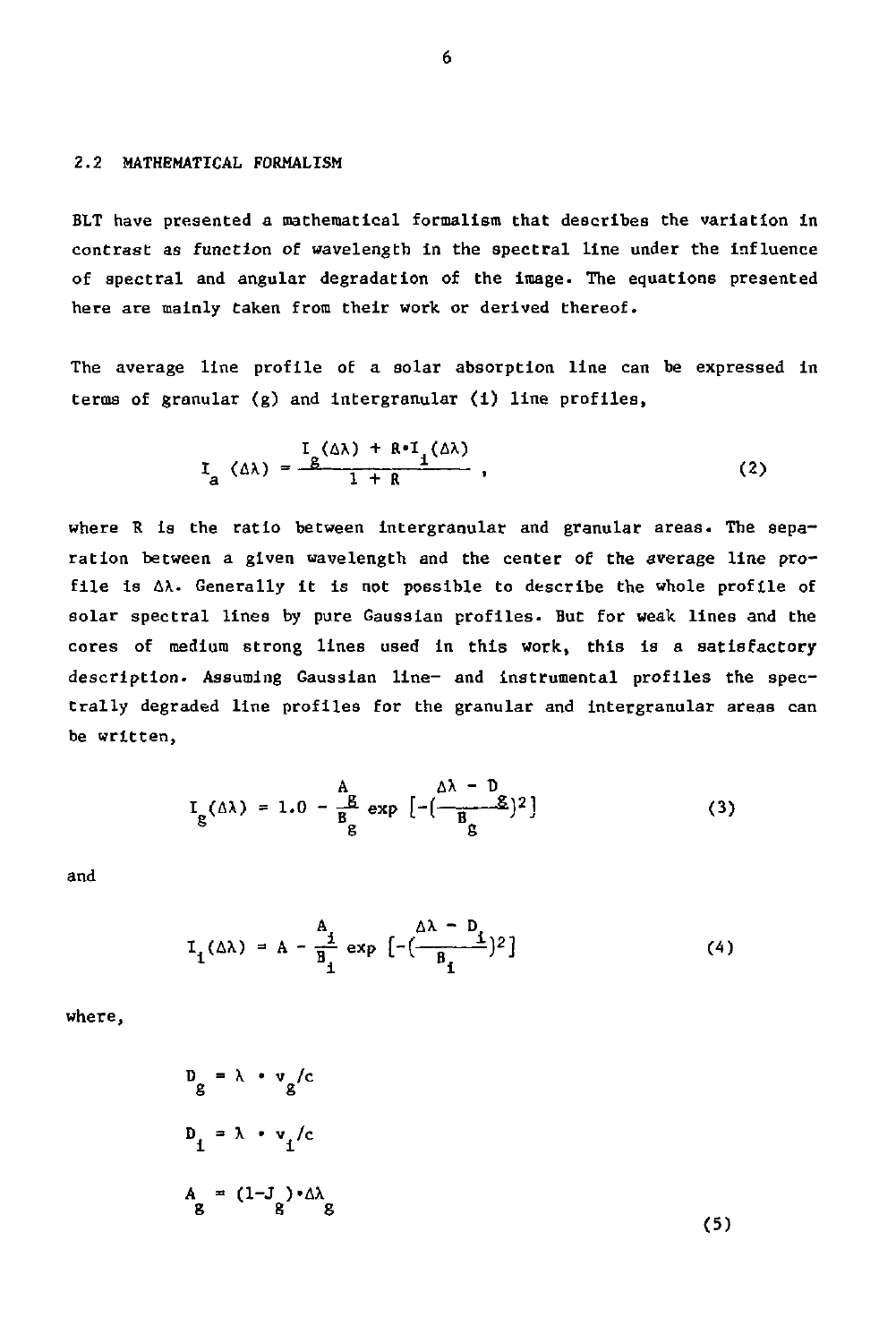## 2.2 MATHEMATICAL FORMALISM

BLT have presented a mathematical formalism that describes the variation in contrast as function of wavelength in the spectral line under the influence of spectral and angular degradation of the image. The equations presented here are mainly taken from their work or derived thereof.

The average line profile of a solar absorption line can be expressed in terms of granular (g) and intergranular (i) line profiles,

$$I_a\ (\Delta\lambda) = \frac{I_g(\Delta\lambda) + R \cdot I_i(\Delta\lambda)}{1 + R}\ , \tag{2}$$

where R is the ratio between intergranular and granular areas. The separation between a given wavelength and the center of the average line profile is $\Delta\lambda$. Generally it is not possible to describe the whole profile of solar spectral lines by pure Gaussian profiles. But for weak lines and the cores of medium strong lines used in this work, this is a satisfactory description. Assuming Gaussian line- and instrumental profiles the spectrally degraded line profiles for the granular and intergranular areas can be written,

$$I_g(\Delta\lambda) = 1.0 - \frac{A_g}{B_g} \exp\left[-\left(\frac{\Delta\lambda - D_g}{B_g}\right)^2\right] \tag{3}$$

and

$$I_i(\Delta\lambda) = A - \frac{A_i}{B_i} \exp\left[-\left(\frac{\Delta\lambda - D_i}{B_i}\right)^2\right] \tag{4}$$

where,

$$D_g = \lambda \cdot v_g/c$$

$$D_i = \lambda \cdot v_i/c$$

$$A_g = (1-J_g) \cdot \Delta\lambda_g \tag{5}$$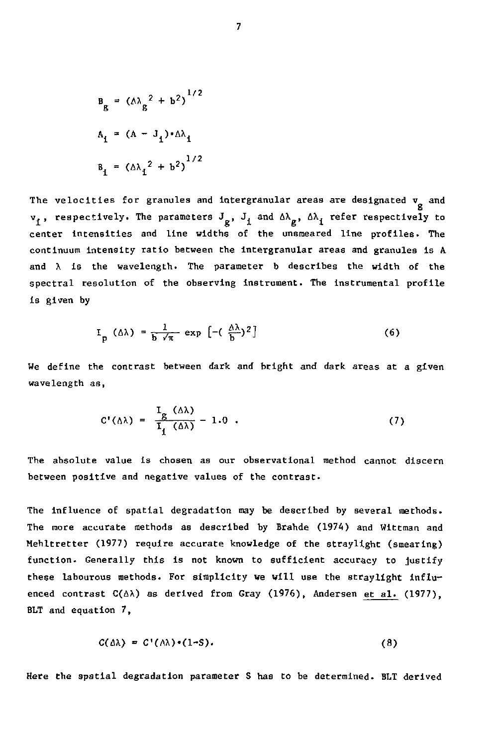$$B_g = (\Delta\lambda_g{}^2 + b^2)^{1/2}$$

$$A_i = (A - J_i)\cdot\Delta\lambda_i$$

$$B_i = (\Delta\lambda_i{}^2 + b^2)^{1/2}$$

The velocities for granules and intergranular areas are designated $v_g$ and $v_i$, respectively. The parameters $J_g$, $J_i$ and $\Delta\lambda_g$, $\Delta\lambda_i$ refer respectively to center intensities and line widths of the unsmeared line profiles. The continuum intensity ratio between the intergranular areas and granules is A and $\lambda$ is the wavelength. The parameter b describes the width of the spectral resolution of the observing instrument. The instrumental profile is given by

$$I_p\ (\Delta\lambda) = \frac{1}{b\ \sqrt{\pi}}\ \exp\ \left[-\left(\frac{\Delta\lambda}{b}\right)^2\right] \tag{6}$$

We define the contrast between dark and bright and dark areas at a given wavelength as,

$$C'(\Delta\lambda) = \frac{I_g\ (\Delta\lambda)}{I_i\ (\Delta\lambda)} - 1.0\ . \tag{7}$$

The absolute value is chosen as our observational method cannot discern between positive and negative values of the contrast.

The influence of spatial degradation may be described by several methods. The more accurate methods as described by Brahde (1974) and Wittman and Mehltretter (1977) require accurate knowledge of the straylight (smearing) function. Generally this is not known to sufficient accuracy to justify these labourous methods. For simplicity we will use the straylight influenced contrast $C(\Delta\lambda)$ as derived from Gray (1976), Andersen et al. (1977), BLT and equation 7,

$$C(\Delta\lambda) = C'(\Delta\lambda)\cdot(1-S). \tag{8}$$

Here the spatial degradation parameter S has to be determined. BLT derived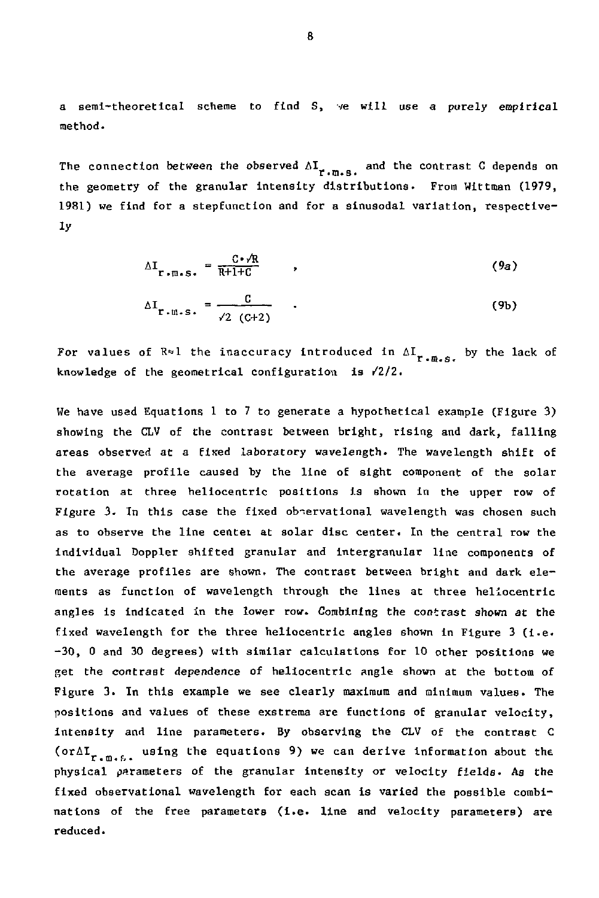a semi-theoretical scheme to find S, we will use a *purely empirical* method.

The connection between the observed $\Delta I_{r.m.s.}$ and the contrast C depends on the geometry of the granular intensity distributions. From Wittman (1979, 1981) we find for a stepfunction and for a sinusodal variation, respectively

$$\Delta I_{r.m.s.} = \frac{C \cdot \sqrt{R}}{R+1+C} \quad , \tag{9a}$$

$$\Delta I_{r.m.s.} = \frac{C}{\sqrt{2}\ (C+2)} \quad . \tag{9b}$$

For values of $R \approx 1$ the inaccuracy introduced in $\Delta I_{r.m.s.}$ by the lack of knowledge of the geometrical configuration is $\sqrt{2}/2$.

We have used Equations 1 to 7 to generate a hypothetical example (Figure 3) showing the CLV of the contrast between bright, rising and dark, falling areas observed at a fixed laboratory wavelength. The wavelength shift of the average profile caused by the line of sight component of the solar rotation at three heliocentric positions is shown in the upper row of Figure 3. In this case the fixed observational wavelength was chosen such as to observe the line center at solar disc center. In the central row the individual Doppler shifted granular and intergranular line components of the average profiles are shown. The contrast between bright and dark elements as function of wavelength through the lines at three heliocentric angles is indicated in the lower row. *Combining the contrast shown at the* fixed wavelength for the three heliocentric angles shown in Figure 3 (i.e. -30, 0 and 30 degrees) with similar calculations for 10 other positions we get the *contrast dependence* of heliocentric angle shown at the bottom of Figure 3. In this example we see clearly maximum and minimum values. The positions and values of these exstrema are functions of granular velocity, intensity and line parameters. By observing the CLV of the contrast C (or $\Delta I_{r.m.s.}$ using the equations 9) we can derive information about the physical parameters of the granular intensity or velocity fields. As the fixed observational wavelength for each scan is varied the possible combinations of the free parameters (i.e. line and velocity parameters) are reduced.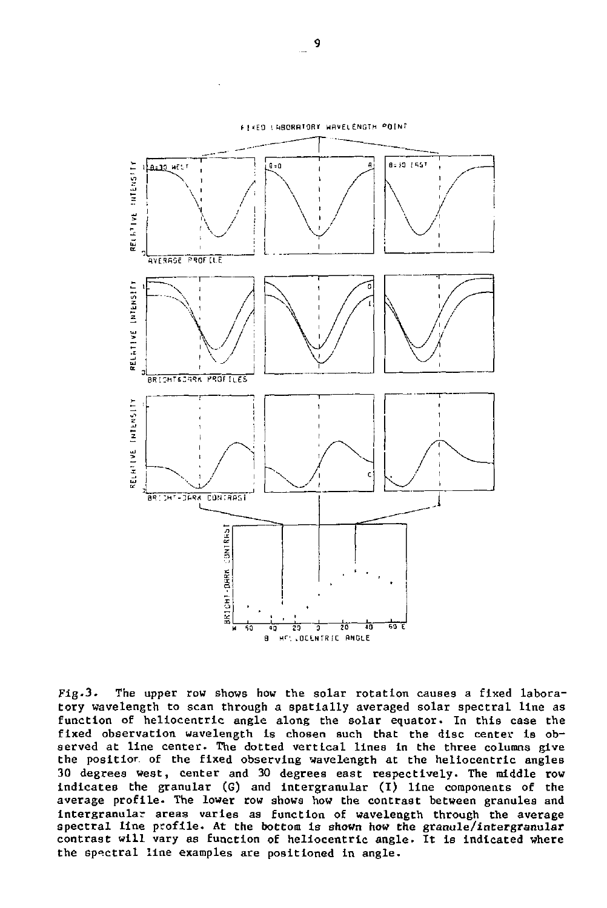Fig.3. The upper row shows how the solar rotation causes a fixed laboratory wavelength to scan through a spatially averaged solar spectral line as function of heliocentric angle along the solar equator. In this case the fixed observation wavelength is chosen such that the disc center is observed at line center. The dotted vertical lines in the three columns give the position of the fixed observing wavelength at the heliocentric angles 30 degrees west, center and 30 degrees east respectively. The middle row indicates the granular (G) and intergranular (I) line components of the average profile. The lower row shows how the contrast between granules and intergranular areas varies as function of wavelength through the average spectral line profile. At the bottom is shown how the granule/intergranular contrast will vary as function of heliocentric angle. It is indicated where the spectral line examples are positioned in angle.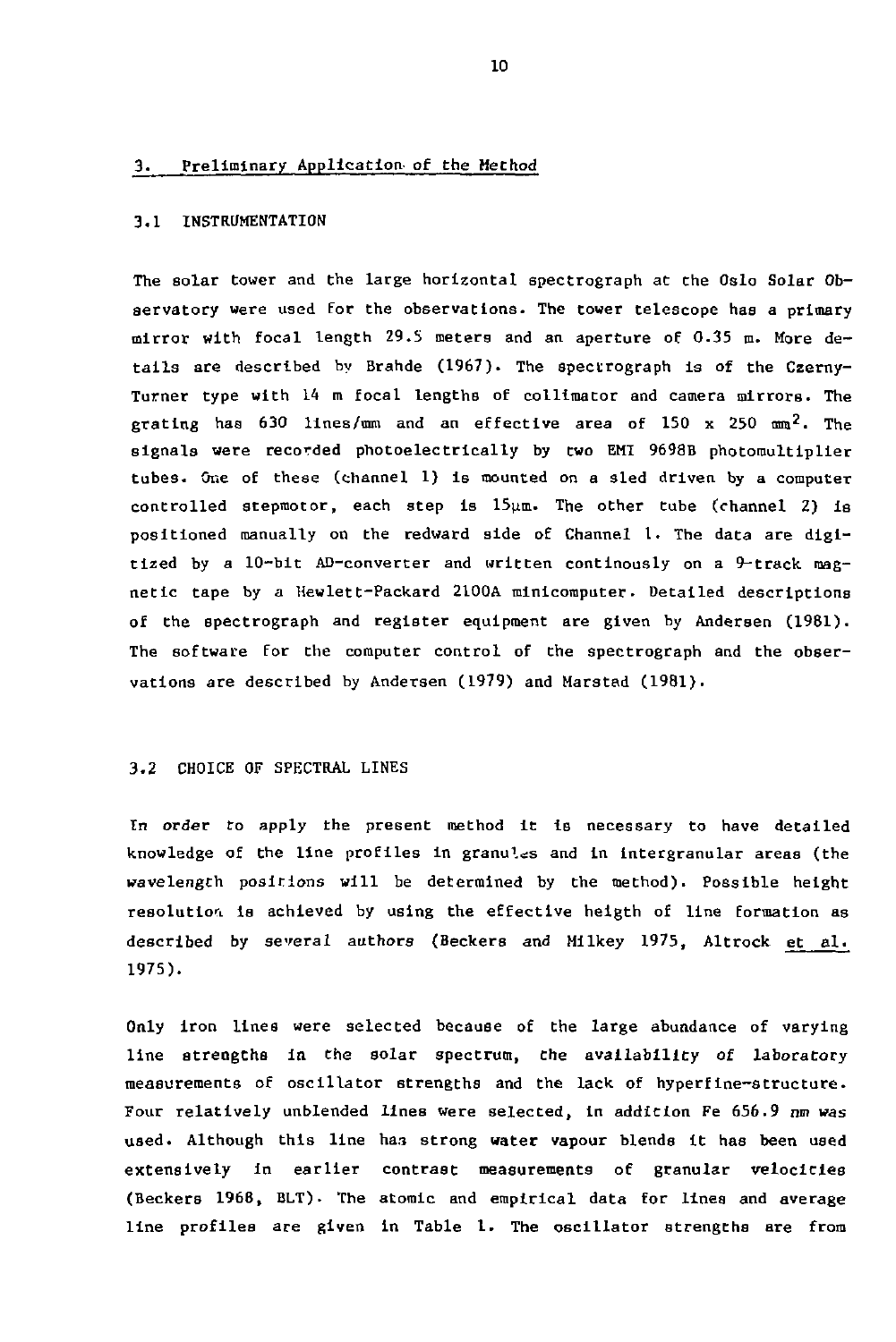## 3. Preliminary Application of the Method

### 3.1 INSTRUMENTATION

The solar tower and the large horizontal spectrograph at the Oslo Solar Observatory were used for the observations. The tower telescope has a primary mirror with focal length 29.5 meters and an aperture of 0.35 m. More details are described by Brahde (1967). The spectrograph is of the Czerny-Turner type with 14 m focal lengths of collimator and camera mirrors. The grating has 630 lines/mm and an effective area of 150 x 250 $mm^2$. The signals were recorded photoelectrically by two EMI 9698B photomultiplier tubes. One of these (channel 1) is mounted on a sled driven by a computer controlled stepmotor, each step is 15μm. The other tube (channel 2) is positioned manually on the redward side of Channel 1. The data are digitized by a 10-bit AD-converter and written continously on a 9-track magnetic tape by a Hewlett-Packard 2100A minicomputer. Detailed descriptions of the spectrograph and register equipment are given by Andersen (1981). The software for the computer control of the spectrograph and the observations are described by Andersen (1979) and Marstad (1981).

### 3.2 CHOICE OF SPECTRAL LINES

In order to apply the present method it is necessary to have detailed knowledge of the line profiles in granules and in intergranular areas (the wavelength positions will be determined by the method). Possible height resolution is achieved by using the effective heigth of line formation as described by several authors (Beckers and Milkey 1975, Altrock et al. 1975).

Only iron lines were selected because of the large abundance of varying line strengths in the solar spectrum, the availability of laboratory measurements of oscillator strengths and the lack of hyperfine-structure. Four relatively unblended lines were selected, in addition Fe 656.9 nm was used. Although this line has strong water vapour blends it has been used extensively in earlier contrast measurements of granular velocities (Beckers 1968, BLT). The atomic and empirical data for lines and average line profiles are given in Table 1. The oscillator strengths are from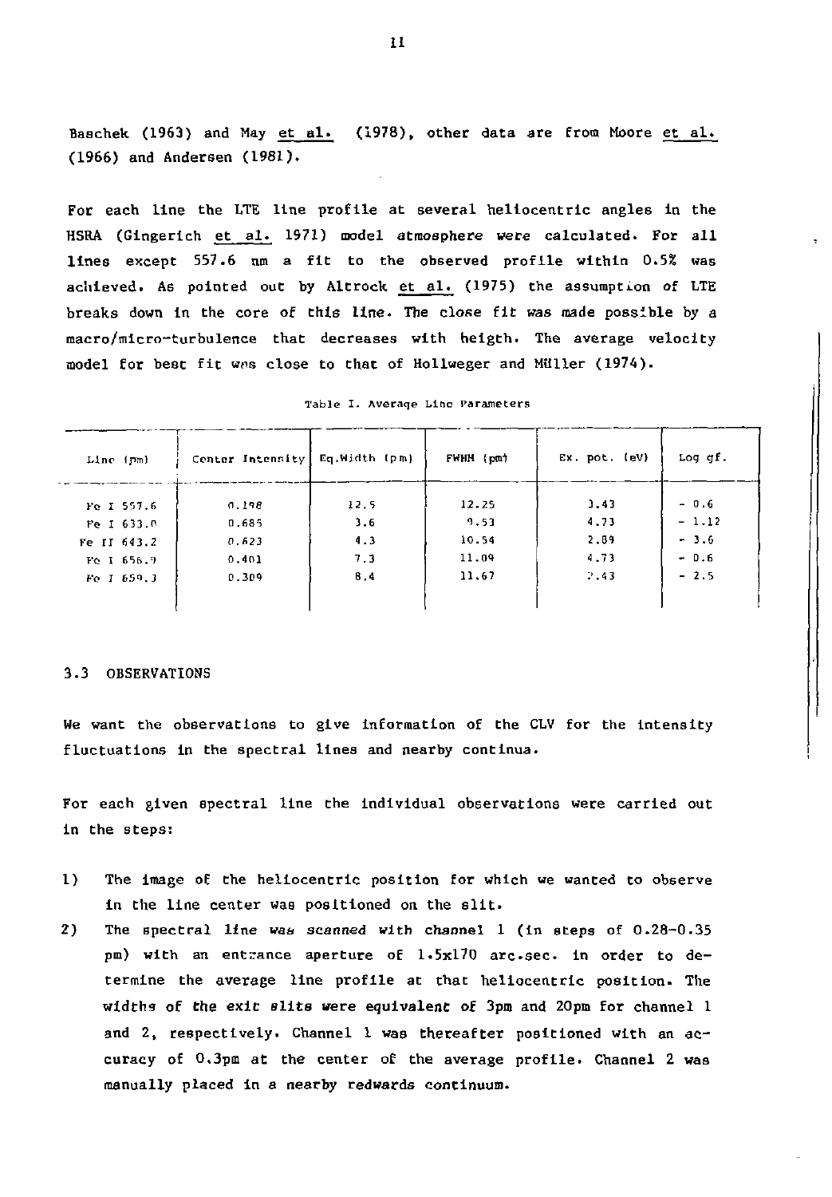Baschek (1963) and May et al. (1978), other data are from Moore et al. (1966) and Andersen (1981).

For each line the LTE line profile at several heliocentric angles in the HSRA (Gingerich et al. 1971) model atmosphere were calculated. For all lines except 557.6 nm a fit to the observed profile within 0.5% was achieved. As pointed out by Altrock et al. (1975) the assumption of LTE breaks down in the core of this line. The close fit was made possible by a macro/micro-turbulence that decreases with heigth. The average velocity model for best fit was close to that of Hollweger and Müller (1974).

Table I. Average Line Parameters

| Line (pm) | Center Intensity | Eq.Width (pm) | FWHM (pm) | Ex. pot. (eV) | Log gf. |
|---|---|---|---|---|---|
| Fe I 557.6 | 0.198 | 12.5 | 12.25 | 3.43 | − 0.6 |
| Fe I 633.0 | 0.685 | 3.6 | 9.53 | 4.73 | − 1.12 |
| Fe II 643.2 | 0.623 | 4.3 | 10.54 | 2.89 | − 3.6 |
| Fe I 656.9 | 0.401 | 7.3 | 11.09 | 4.73 | − 0.6 |
| Fe I 659.3 | 0.309 | 8.4 | 11.67 | 2.43 | − 2.5 |

### 3.3 OBSERVATIONS

We want the observations to give information of the CLV for the intensity fluctuations in the spectral lines and nearby continua.

For each given spectral line the individual observations were carried out in the steps:

1) The image of the heliocentric position for which we wanted to observe in the line center was positioned on the slit.
2) The spectral line was scanned with channel 1 (in steps of 0.28-0.35 pm) with an entrance aperture of 1.5x170 arc.sec. in order to determine the average line profile at that heliocentric position. The widths of the exit slits were equivalent of 3pm and 20pm for channel 1 and 2, respectively. Channel 1 was thereafter positioned with an accuracy of 0.3pm at the center of the average profile. Channel 2 was manually placed in a nearby redwards continuum.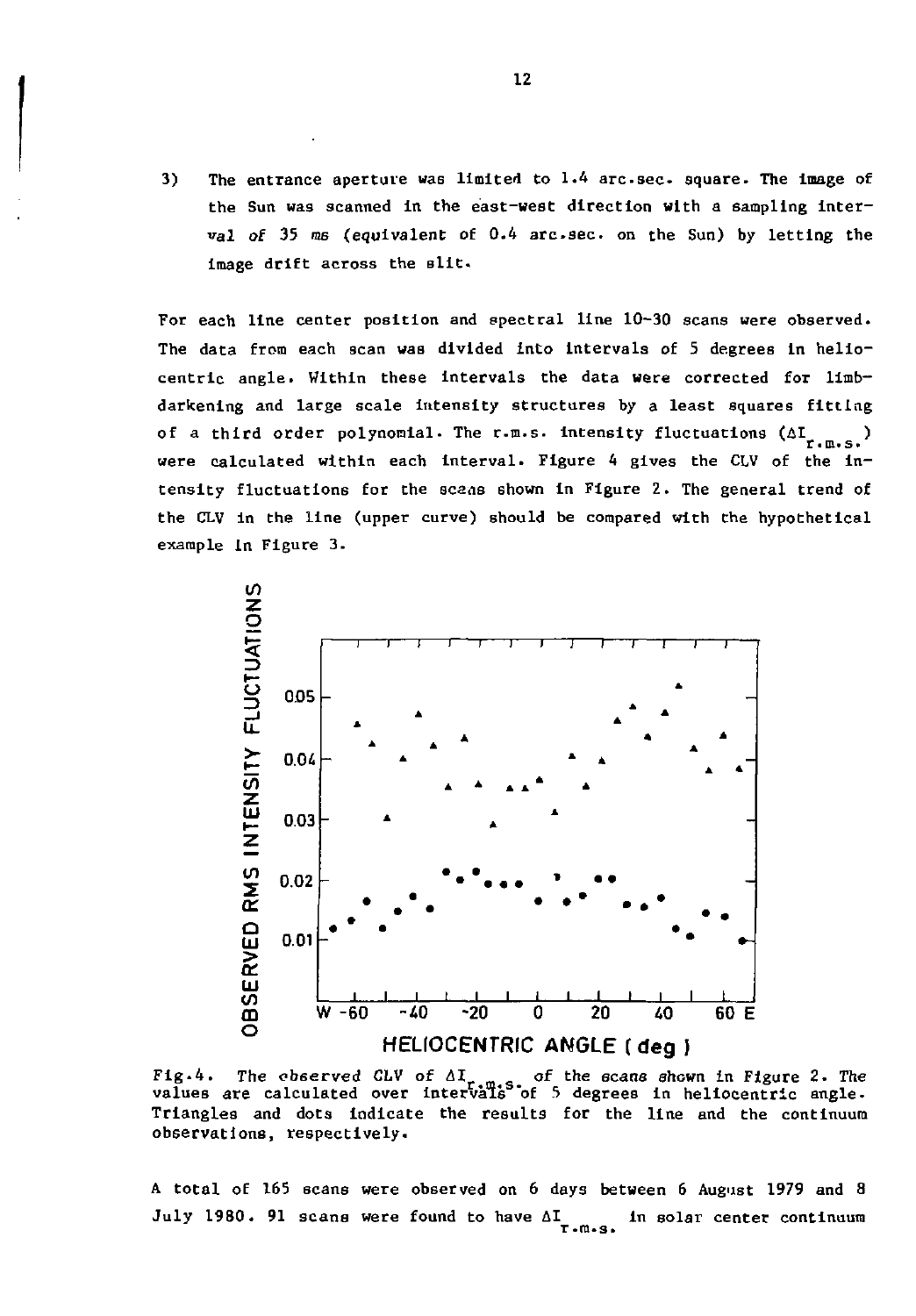3) The entrance aperture was limited to 1.4 arc.sec. square. The image of the Sun was scanned in the east-west direction with a sampling interval of 35 ms (equivalent of 0.4 arc.sec. on the Sun) by letting the image drift across the slit.

For each line center position and spectral line 10-30 scans were observed. The data from each scan was divided into intervals of 5 degrees in heliocentric angle. Within these intervals the data were corrected for limb-darkening and large scale intensity structures by a least squares fitting of a third order polynomial. The r.m.s. intensity fluctuations ($\Delta I_{r.m.s.}$) were calculated within each interval. Figure 4 gives the CLV of the intensity fluctuations for the scans shown in Figure 2. The general trend of the CLV in the line (upper curve) should be compared with the hypothetical example in Figure 3.

Fig.4. The observed CLV of $\Delta I_{r.m.s.}$ of the scans shown in Figure 2. The values are calculated over intervals of 5 degrees in heliocentric angle. Triangles and dots indicate the results for the line and the continuum observations, respectively.

A total of 165 scans were observed on 6 days between 6 August 1979 and 8 July 1980. 91 scans were found to have $\Delta I_{r.m.s.}$ in solar center continuum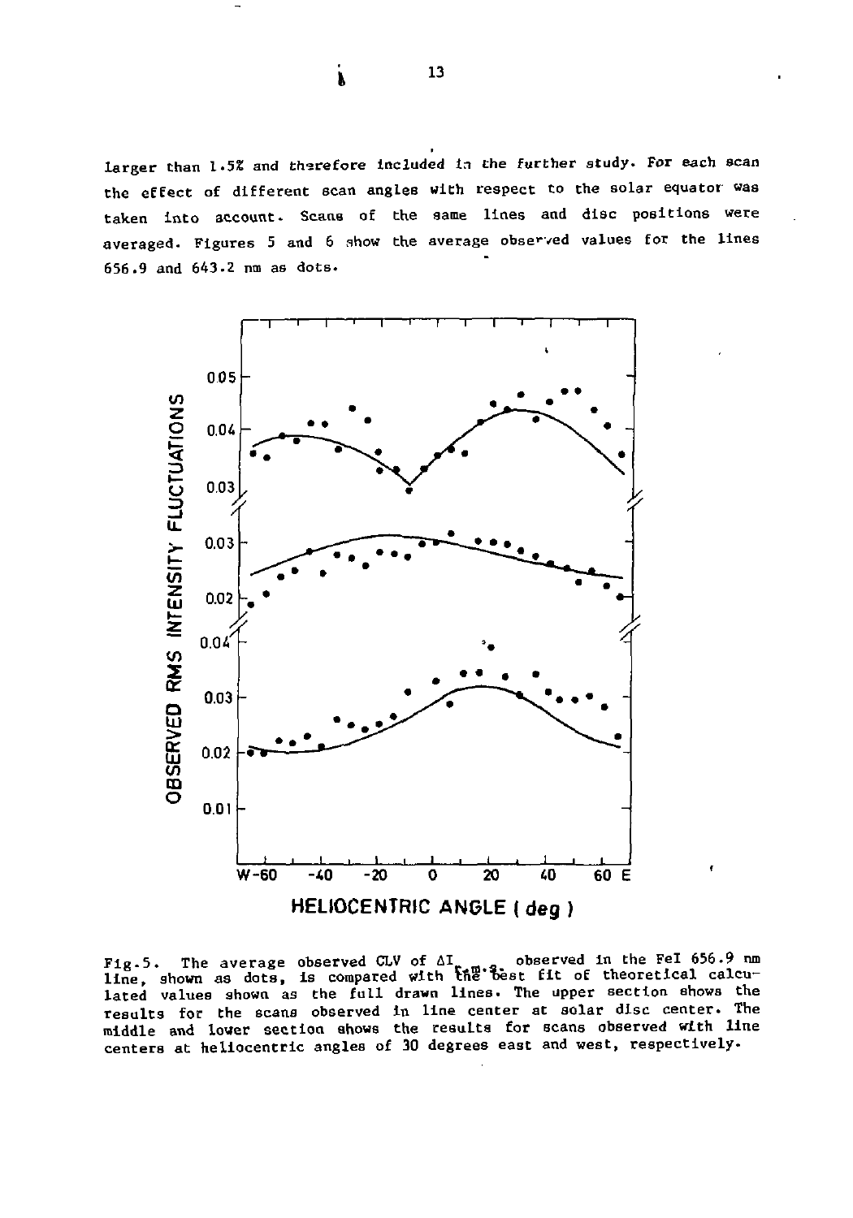larger than 1.5% and therefore included in the further study. For each scan the effect of different scan angles with respect to the solar equator was taken into account. Scans of the same lines and disc positions were averaged. Figures 5 and 6 show the average observed values for the lines 656.9 and 643.2 nm as dots.

Fig.5. The average observed CLV of $\Delta I_{r.m.s.}$ observed in the FeI 656.9 nm line, shown as dots, is compared with the best fit of theoretical calculated values shown as the full drawn lines. The upper section shows the results for the scans observed in line center at solar disc center. The middle and lower section shows the results for scans observed with line centers at heliocentric angles of 30 degrees east and west, respectively.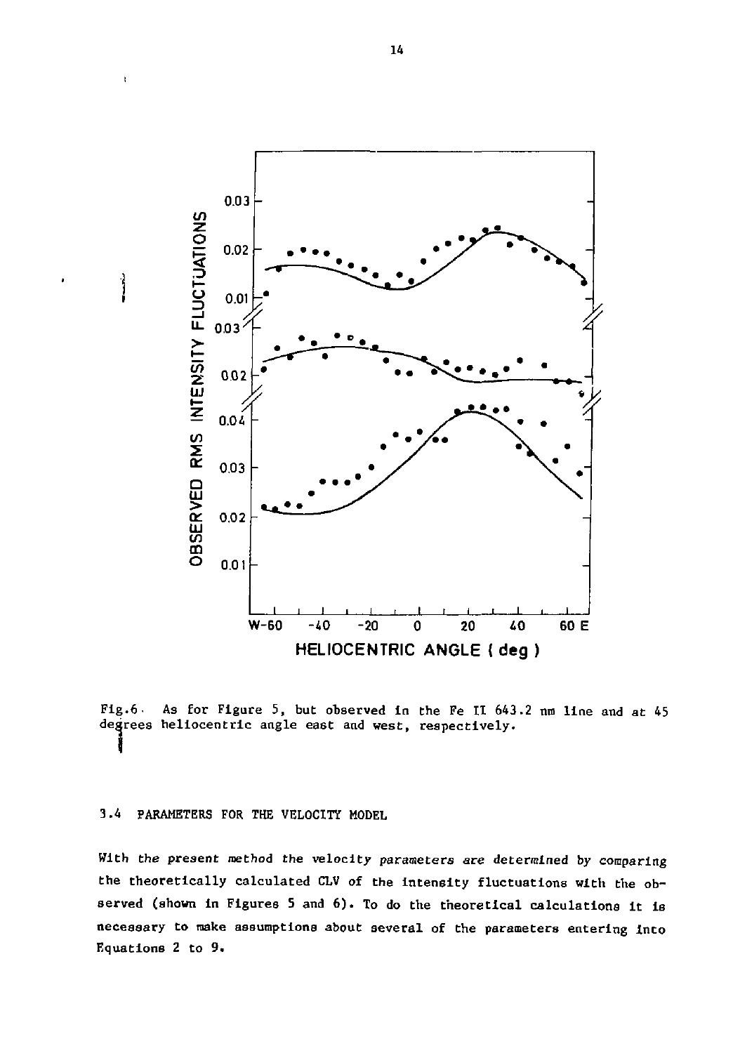Fig.6. As for Figure 5, but observed in the Fe II 643.2 nm line and at 45 degrees heliocentric angle east and west, respectively.

### 3.4 PARAMETERS FOR THE VELOCITY MODEL

With the present method the velocity parameters are determined by comparing the theoretically calculated CLV of the intensity fluctuations with the observed (shown in Figures 5 and 6). To do the theoretical calculations it is necessary to make assumptions about several of the parameters entering into Equations 2 to 9.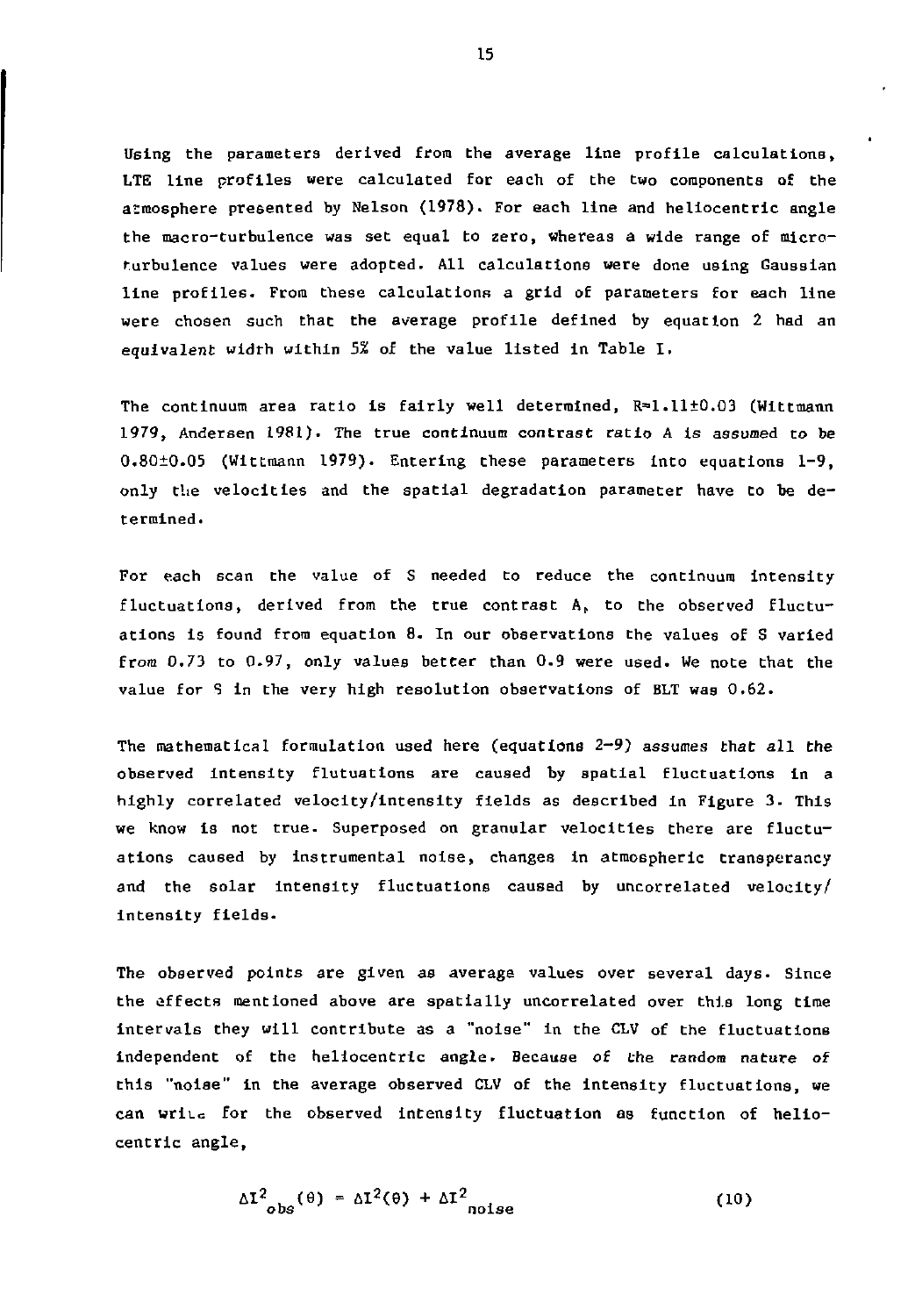Using the parameters derived from the average line profile calculations, LTE line profiles were calculated for each of the two components of the atmosphere presented by Nelson (1978). For each line and heliocentric angle the macro-turbulence was set equal to zero, whereas a wide range of micro-turbulence values were adopted. All calculations were done using Gaussian line profiles. From these calculations a grid of parameters for each line were chosen such that the average profile defined by equation 2 had an equivalent widrh within 5% of the value listed in Table I.

The continuum area ratio is fairly well determined, $R=1.11\pm0.03$ (Wittmann 1979, Andersen 1981). The true continuum contrast ratio A is assumed to be $0.80\pm0.05$ (Wittmann 1979). Entering these parameters into equations 1-9, only the velocities and the spatial degradation parameter have to be determined.

For each scan the value of S needed to reduce the continuum intensity fluctuations, derived from the true contrast A, to the observed fluctuations is found from equation 8. In our observations the values of S varied from 0.73 to 0.97, only values better than 0.9 were used. We note that the value for S in the very high resolution observations of BLT was 0.62.

The mathematical formulation used here (equations 2-9) assumes that all the observed intensity flutuations are caused by spatial fluctuations in a highly correlated velocity/intensity fields as described in Figure 3. This we know is not true. Superposed on granular velocities there are fluctuations caused by instrumental noise, changes in atmospheric transperancy and the solar intensity fluctuations caused by uncorrelated velocity/intensity fields.

The observed points are given as average values over several days. Since the effects mentioned above are spatially uncorrelated over this long time intervals they will contribute as a "noise" in the CLV of the fluctuations independent of the heliocentric angle. Because of the random nature of this "noise" in the average observed CLV of the intensity fluctuations, we can write for the observed intensity fluctuation as function of heliocentric angle,

$$\Delta I^2_{obs}(\theta) = \Delta I^2(\theta) + \Delta I^2_{noise} \tag{10}$$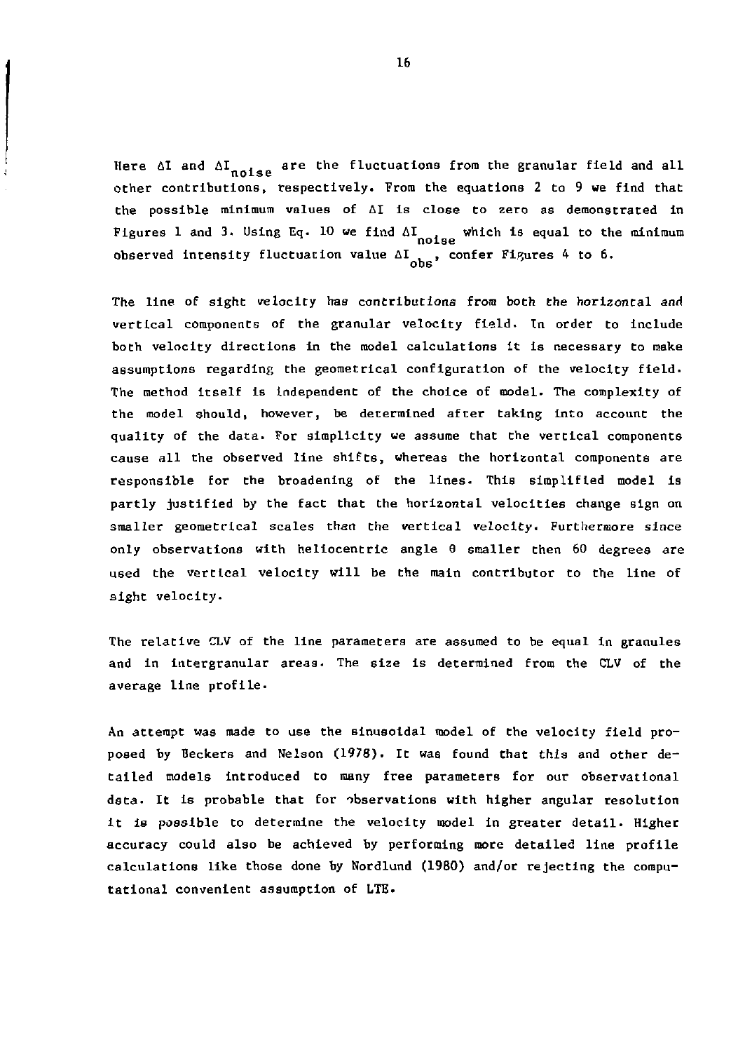Here $\Delta I$ and $\Delta I_{noise}$ are the fluctuations from the granular field and all other contributions, respectively. From the equations 2 to 9 we find that the possible minimum values of $\Delta I$ is close to zero as demonstrated in Figures 1 and 3. Using Eq. 10 we find $\Delta I_{noise}$ which is equal to the minimum observed intensity fluctuation value $\Delta I_{obs}$, confer Figures 4 to 6.

The line of sight velocity has contributions from both the horizontal and vertical components of the granular velocity field. In order to include both velocity directions in the model calculations it is necessary to make assumptions regarding the geometrical configuration of the velocity field. The method itself is independent of the choice of model. The complexity of the model should, however, be determined after taking into account the quality of the data. For simplicity we assume that the vertical components cause all the observed line shifts, whereas the horizontal components are responsible for the broadening of the lines. This simplified model is partly justified by the fact that the horizontal velocities change sign on smaller geometrical scales than the vertical velocity. Furthermore since only observations with heliocentric angle $\theta$ smaller then 60 degrees are used the vertical velocity will be the main contributor to the line of sight velocity.

The relative CLV of the line parameters are assumed to be equal in granules and in intergranular areas. The size is determined from the CLV of the average line profile.

An attempt was made to use the sinusoidal model of the velocity field proposed by Beckers and Nelson (1978). It was found that this and other detailed models introduced to many free parameters for our observational data. It is probable that for observations with higher angular resolution it is possible to determine the velocity model in greater detail. Higher accuracy could also be achieved by performing more detailed line profile calculations like those done by Nordlund (1980) and/or rejecting the computational convenient assumption of LTE.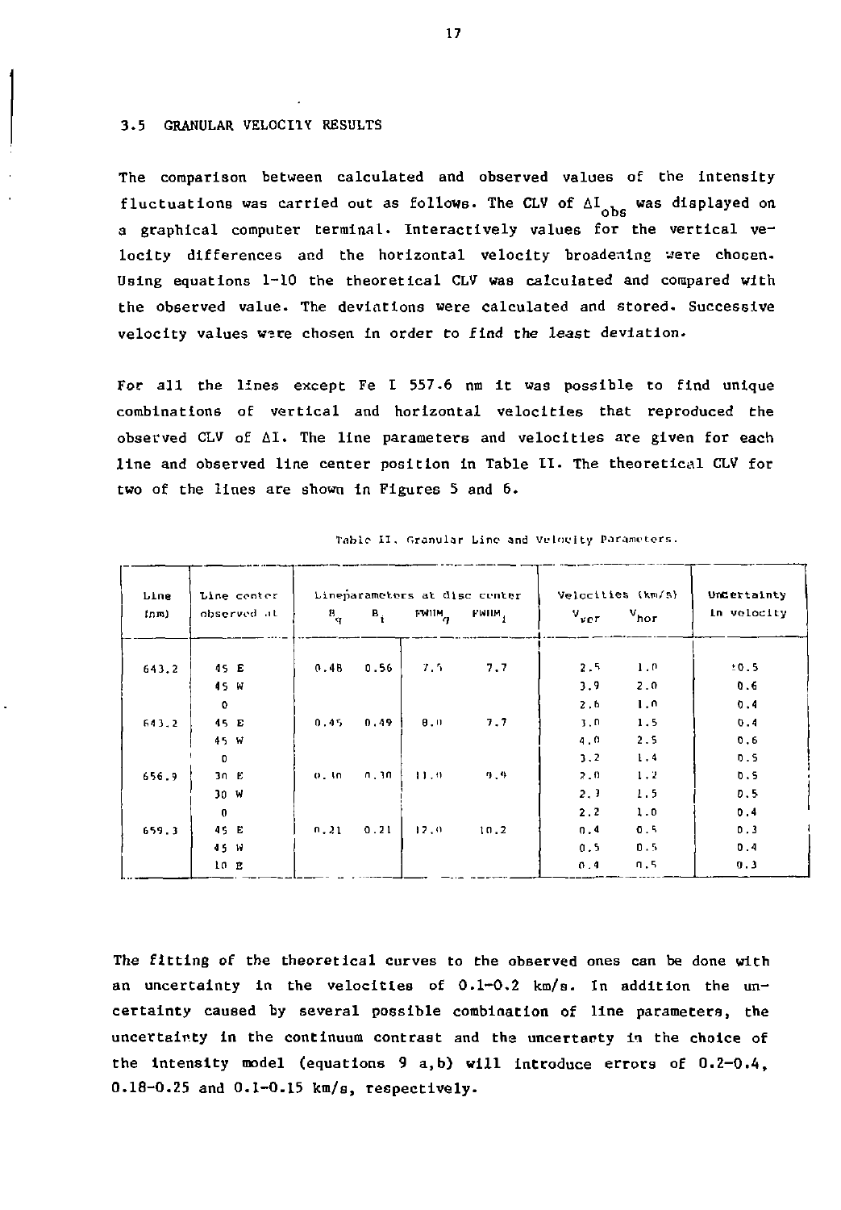## 3.5 GRANULAR VELOCITY RESULTS

The comparison between calculated and observed values of the intensity fluctuations was carried out as follows. The CLV of $\Delta I_{obs}$ was displayed on a graphical computer terminal. Interactively values for the vertical velocity differences and the horizontal velocity broadening were chosen. Using equations 1-10 the theoretical CLV was calculated and compared with the observed value. The deviations were calculated and stored. Successive velocity values were chosen in order to find the least deviation.

For all the lines except Fe I 557.6 nm it was possible to find unique combinations of vertical and horizontal velocities that reproduced the observed CLV of $\Delta I$. The line parameters and velocities are given for each line and observed line center position in Table II. The theoretical CLV for two of the lines are shown in Figures 5 and 6.

Table II. Granular Line and Velocity Parameters.

| Line (nm) | Line center observed at | Lineparameters at disc center | | | | Velocities (km/s) | | Uncertainty in velocity |
|---|---|---|---|---|---|---|---|---|
| | | $B_q$ | $B_t$ | $FWHM_q$ | $FWHM_t$ | $v_{ver}$ | $v_{hor}$ | |
| 643.2 | 45 E | 0.48 | 0.56 | 7.5 | 7.7 | 2.5 | 1.0 | ±0.5 |
| | 45 W | | | | | 3.9 | 2.0 | 0.6 |
| | 0 | | | | | 2.6 | 1.0 | 0.4 |
| 643.2 | 45 E | 0.45 | 0.49 | 8.0 | 7.7 | 3.0 | 1.5 | 0.4 |
| | 45 W | | | | | 4.0 | 2.5 | 0.6 |
| | 0 | | | | | 3.2 | 1.4 | 0.5 |
| 656.9 | 30 E | 0.30 | 0.30 | 11.0 | 9.9 | 2.0 | 1.2 | 0.5 |
| | 30 W | | | | | 2.3 | 1.5 | 0.5 |
| | 0 | | | | | 2.2 | 1.0 | 0.4 |
| 659.3 | 45 E | 0.21 | 0.21 | 12.0 | 10.2 | 0.4 | 0.5 | 0.3 |
| | 45 W | | | | | 0.5 | 0.5 | 0.4 |
| | 10 E | | | | | 0.4 | 0.5 | 0.3 |

The fitting of the theoretical curves to the observed ones can be done with an uncertainty in the velocities of 0.1-0.2 km/s. In addition the uncertainty caused by several possible combination of line parameters, the uncertainty in the continuum contrast and the uncertanty in the choice of the intensity model (equations 9 a,b) will introduce errors of 0.2-0.4, 0.18-0.25 and 0.1-0.15 km/s, respectively.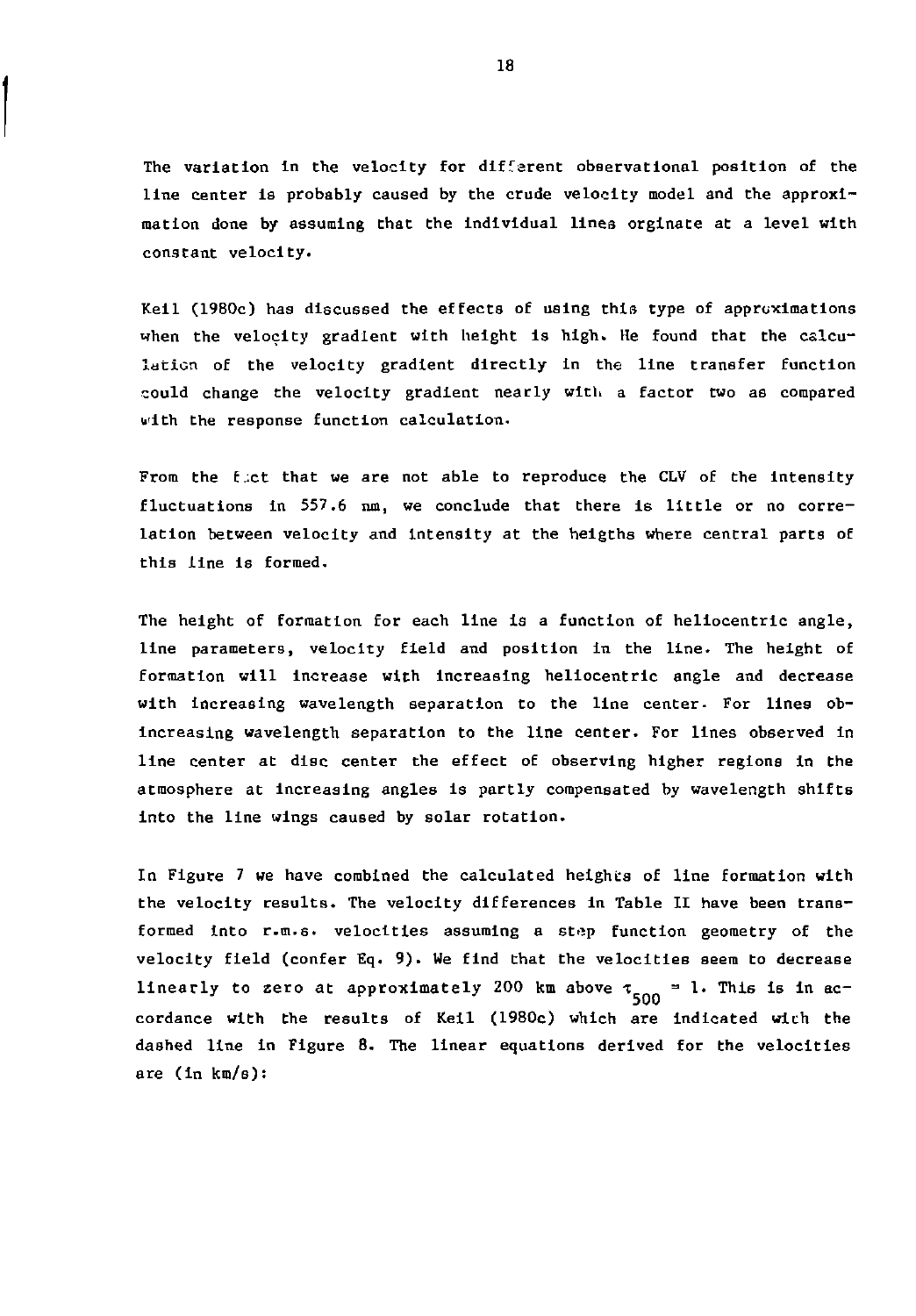The variation in the velocity for different observational position of the line center is probably caused by the crude velocity model and the approximation done by assuming that the individual lines orginate at a level with constant velocity.

Keil (1980c) has discussed the effects of using this type of approximations when the velocity gradient with height is high. He found that the calculation of the velocity gradient directly in the line transfer function could change the velocity gradient nearly with a factor two as compared with the response function calculation.

From the fact that we are not able to reproduce the CLV of the intensity fluctuations in 557.6 nm, we conclude that there is little or no correlation between velocity and intensity at the heigths where central parts of this line is formed.

The height of formation for each line is a function of heliocentric angle, line parameters, velocity field and position in the line. The height of formation will increase with increasing heliocentric angle and decrease with increasing wavelength separation to the line center. For lines ob- increasing wavelength separation to the line center. For lines observed in line center at disc center the effect of observing higher regions in the atmosphere at increasing angles is partly compensated by wavelength shifts into the line wings caused by solar rotation.

In Figure 7 we have combined the calculated heights of line formation with the velocity results. The velocity differences in Table II have been transformed into r.m.s. velocities assuming a step function geometry of the velocity field (confer Eq. 9). We find that the velocities seem to decrease linearly to zero at approximately 200 km above $\tau_{500} = 1$. This is in accordance with the results of Keil (1980c) which are indicated with the dashed line in Figure 8. The linear equations derived for the velocities are (in km/s):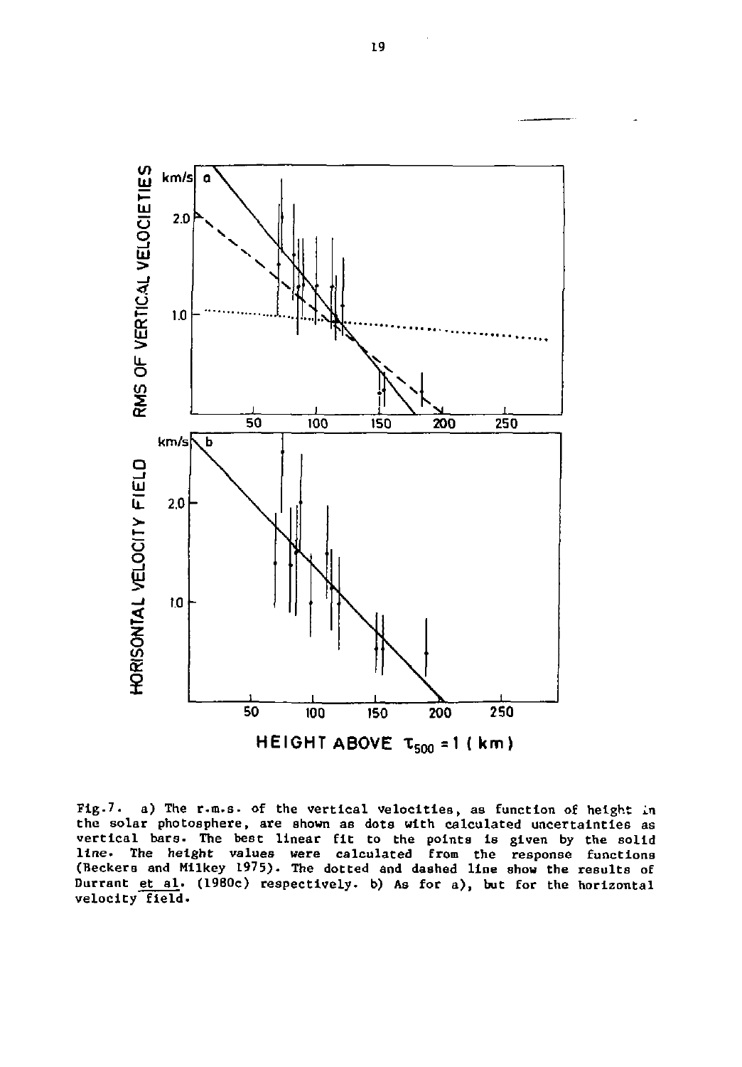Fig.7. a) The r.m.s. of the vertical velocities, as function of height in the solar photosphere, are shown as dots with calculated uncertainties as vertical bars. The best linear fit to the points is given by the solid line. The height values were calculated from the response functions (Beckers and Milkey 1975). The dotted and dashed line show the results of Durrant et al. (1980c) respectively. b) As for a), but for the horizontal velocity field.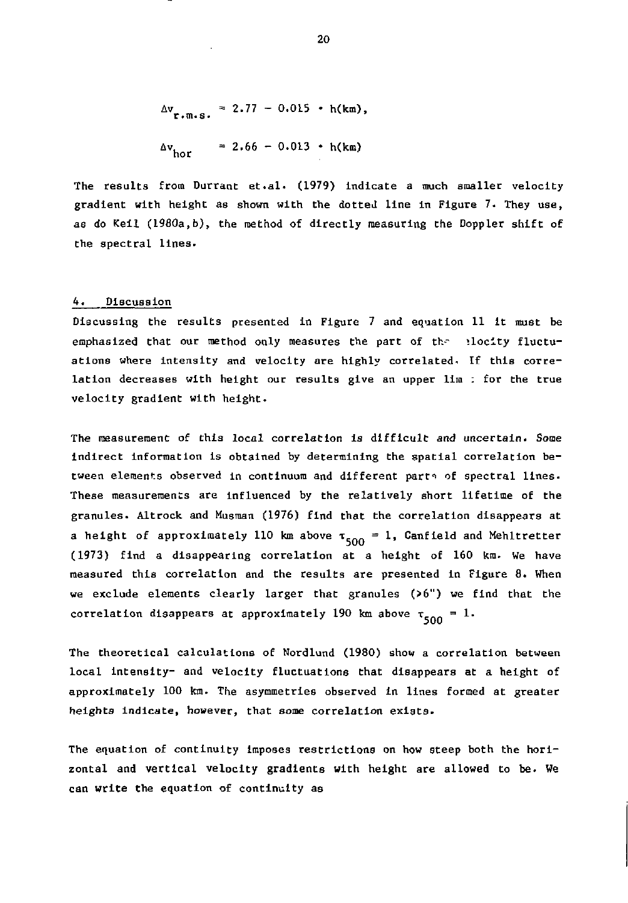$$\Delta v_{r.m.s.} = 2.77 - 0.015 \cdot h(km),$$

$$\Delta v_{hor} = 2.66 - 0.013 \cdot h(km)$$

The results from Durrant et.al. (1979) indicate a much smaller velocity gradient with height as shown with the dotted line in Figure 7. They use, as do Keil (1980a,b), the method of directly measuring the Doppler shift of the spectral lines.

## 4. Discussion

Discussing the results presented in Figure 7 and equation 11 it must be emphasized that our method only measures the part of the velocity fluctuations where intensity and velocity are highly correlated. If this correlation decreases with height our results give an upper limit for the true velocity gradient with height.

The measurement of this local correlation is difficult and uncertain. Some indirect information is obtained by determining the spatial correlation between elements observed in continuum and different parts of spectral lines. These measurements are influenced by the relatively short lifetime of the granules. Altrock and Musman (1976) find that the correlation disappears at a height of approximately 110 km above $\tau_{500} = 1$, Canfield and Mehltretter (1973) find a disappearing correlation at a height of 160 km. We have measured this correlation and the results are presented in Figure 8. When we exclude elements clearly larger that granules (>6") we find that the correlation disappears at approximately 190 km above $\tau_{500} = 1$.

The theoretical calculations of Nordlund (1980) show a correlation between local intensity- and velocity fluctuations that disappears at a height of approximately 100 km. The asymmetries observed in lines formed at greater heights indicate, however, that some correlation exists.

The equation of continuity imposes restrictions on how steep both the horizontal and vertical velocity gradients with height are allowed to be. We can write the equation of continuity as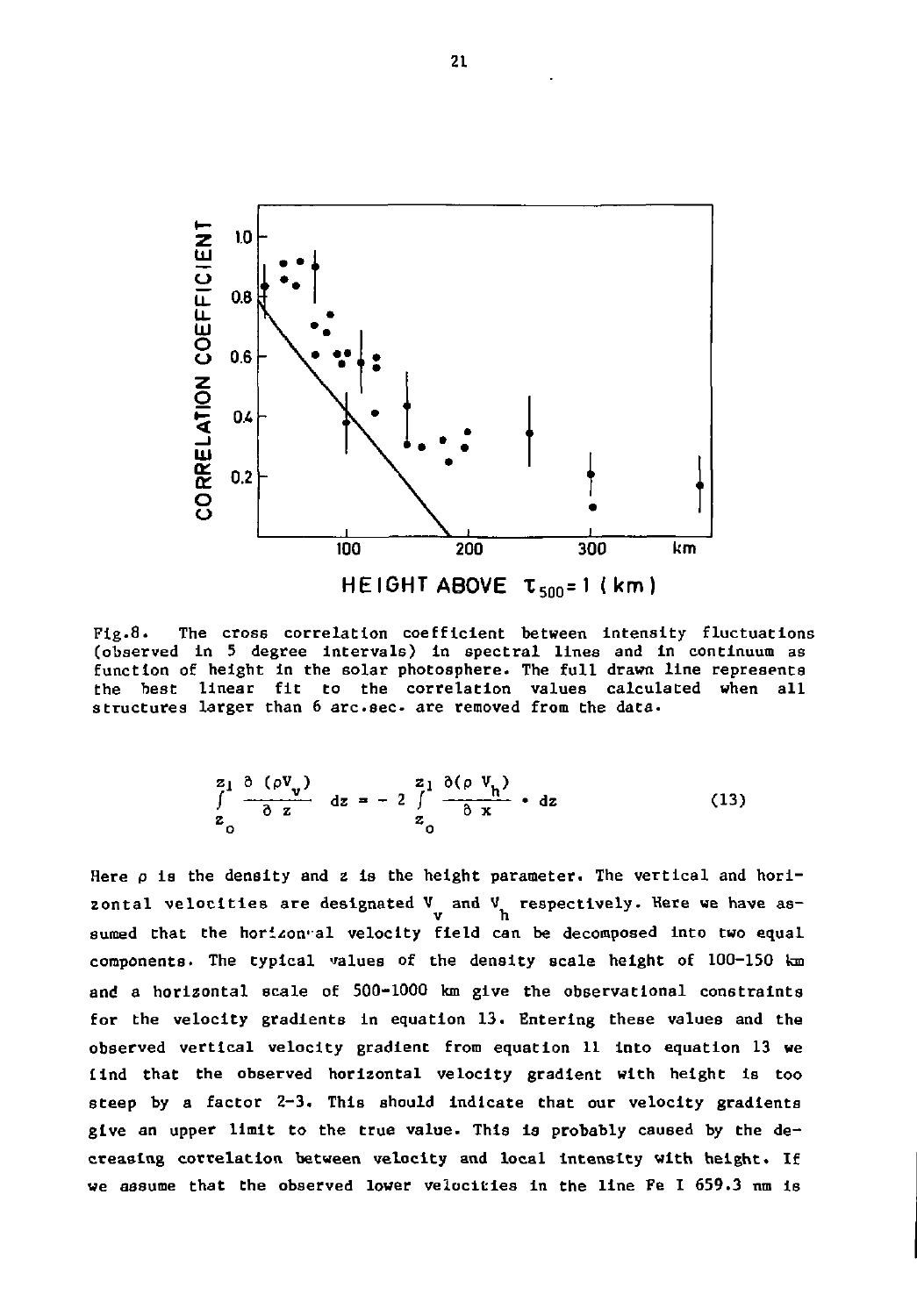Fig.8. The cross correlation coefficient between intensity fluctuations (observed in 5 degree intervals) in spectral lines and in continuum as function of height in the solar photosphere. The full drawn line represents the best linear fit to the correlation values calculated when all structures larger than 6 arc.sec. are removed from the data.

$$\int_{z_o}^{z_1} \frac{\partial\,(\rho V_v)}{\partial\, z}\ dz = -\ 2 \int_{z_o}^{z_1} \frac{\partial(\rho\ V_h)}{\partial\ x} \cdot dz \qquad (13)$$

Here $\rho$ is the density and $z$ is the height parameter. The vertical and horizontal velocities are designated $V_v$ and $V_h$ respectively. Here we have assumed that the horizontal velocity field can be decomposed into two equal components. The typical values of the density scale height of 100-150 km and a horizontal scale of 500-1000 km give the observational constraints for the velocity gradients in equation 13. Entering these values and the observed vertical velocity gradient from equation 11 into equation 13 we find that the observed horizontal velocity gradient with height is too steep by a factor 2-3. This should indicate that our velocity gradients give an upper limit to the true value. This is probably caused by the decreasing correlation between velocity and local intensity with height. If we assume that the observed lower velocities in the line Fe I 659.3 nm is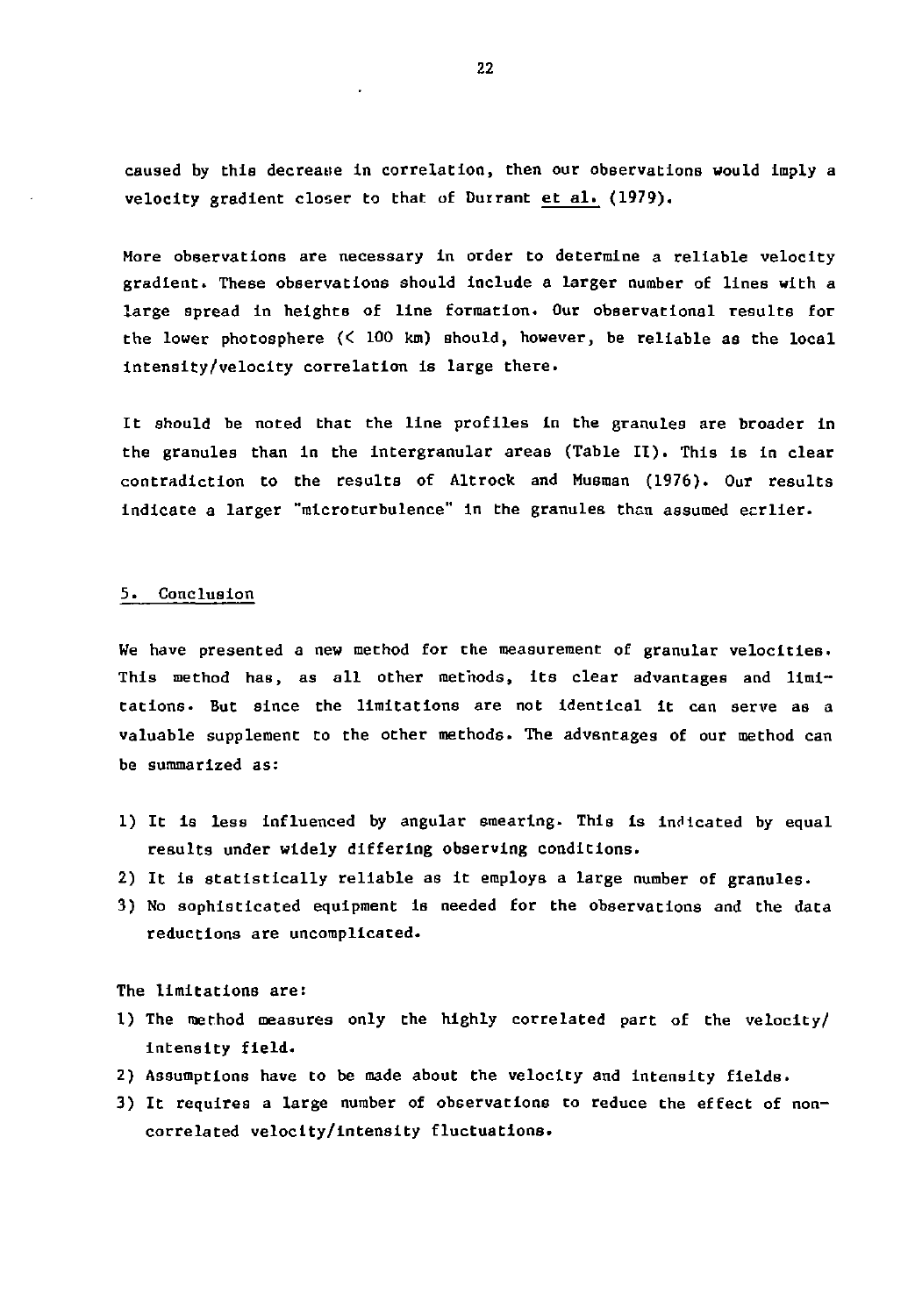caused by this decrease in correlation, then our observations would imply a velocity gradient closer to that of Durrant et al. (1979).

More observations are necessary in order to determine a reliable velocity gradient. These observations should include a larger number of lines with a large spread in heights of line formation. Our observational results for the lower photosphere (< 100 km) should, however, be reliable as the local intensity/velocity correlation is large there.

It should be noted that the line profiles in the granules are broader in the granules than in the intergranular areas (Table II). This is in clear contradiction to the results of Altrock and Musman (1976). Our results indicate a larger "microturbulence" in the granules than assumed earlier.

## 5. Conclusion

We have presented a new method for the measurement of granular velocities. This method has, as all other methods, its clear advantages and limitations. But since the limitations are not identical it can serve as a valuable supplement to the other methods. The advantages of our method can be summarized as:

1) It is less influenced by angular smearing. This is indicated by equal results under widely differing observing conditions.
2) It is statistically reliable as it employs a large number of granules.
3) No sophisticated equipment is needed for the observations and the data reductions are uncomplicated.

The limitations are:

1) The method measures only the highly correlated part of the velocity/intensity field.
2) Assumptions have to be made about the velocity and intensity fields.
3) It requires a large number of observations to reduce the effect of non-correlated velocity/intensity fluctuations.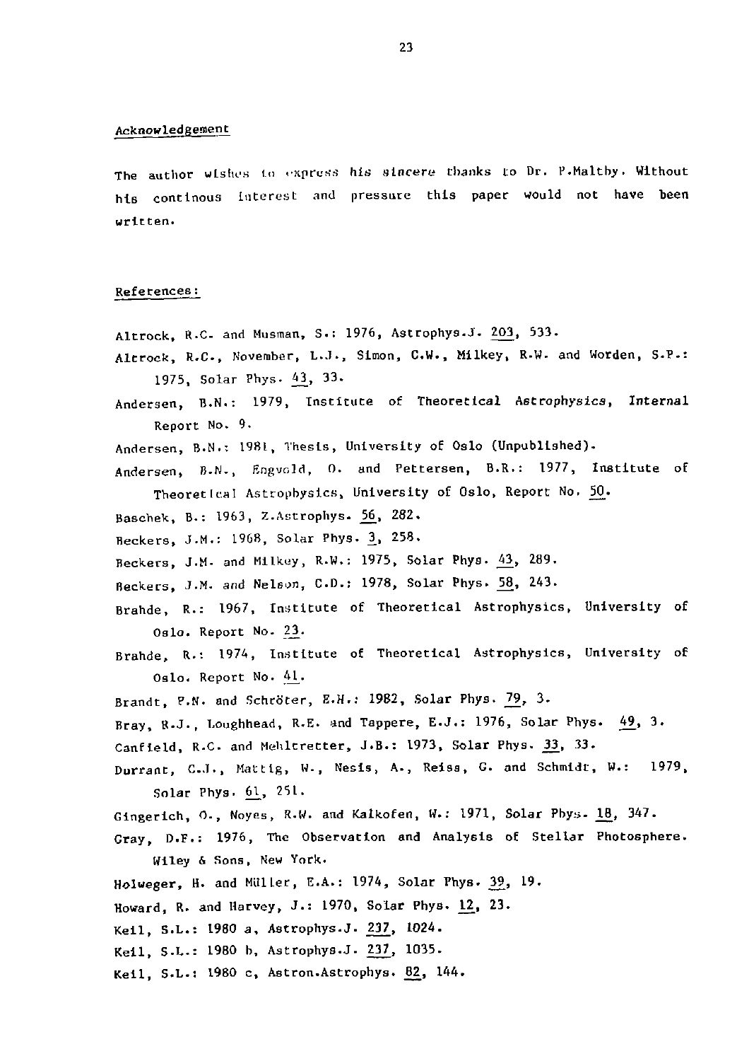## Acknowledgement

The author wishes to express his sincere thanks to Dr. P.Maltby. Without his continous interest and pressure this paper would not have been written.

## References:

Altrock, R.C. and Musman, S.: 1976, Astrophys.J. 203, 533.

Altrock, R.C., November, L.J., Simon, C.W., Milkey, R.W. and Worden, S.P.: 1975, Solar Phys. 43, 33.

Andersen, B.N.: 1979, Institute of Theoretical Astrophysics, Internal Report No. 9.

Andersen, B.N.: 1981, Thesis, University of Oslo (Unpublished).

Andersen, B.N., Engvold, O. and Pettersen, B.R.: 1977, Institute of Theoretical Astrophysics, University of Oslo, Report No. 50.

Baschek, B.: 1963, Z.Astrophys. 56, 282.

Beckers, J.M.: 1968, Solar Phys. 3, 258.

Beckers, J.M. and Milkey, R.W.: 1975, Solar Phys. 43, 289.

Beckers, J.M. and Nelson, C.D.: 1978, Solar Phys. 58, 243.

Brahde, R.: 1967, Institute of Theoretical Astrophysics, University of Oslo. Report No. 23.

Brahde, R.: 1974, Institute of Theoretical Astrophysics, University of Oslo. Report No. 41.

Brandt, P.N. and Schröter, E.H.: 1982, Solar Phys. 79, 3.

Bray, R.J., Loughhead, R.E. and Tappere, E.J.: 1976, Solar Phys. 49, 3.

Canfield, R.C. and Mehltretter, J.B.: 1973, Solar Phys. 33, 33.

Durrant, C.J., Mattig, W., Nesis, A., Reiss, G. and Schmidt, W.: 1979, Solar Phys. 61, 251.

Gingerich, O., Noyes, R.W. and Kalkofen, W.: 1971, Solar Phys. 18, 347.

Gray, D.F.: 1976, The Observation and Analysis of Stellar Photosphere. Wiley & Sons, New York.

Holweger, H. and Müller, E.A.: 1974, Solar Phys. 39, 19.

Howard, R. and Harvey, J.: 1970, Solar Phys. 12, 23.

Keil, S.L.: 1980 a, Astrophys.J. 237, 1024.

Keil, S.L.: 1980 b, Astrophys.J. 237, 1035.

Keil, S.L.: 1980 c, Astron.Astrophys. 82, 144.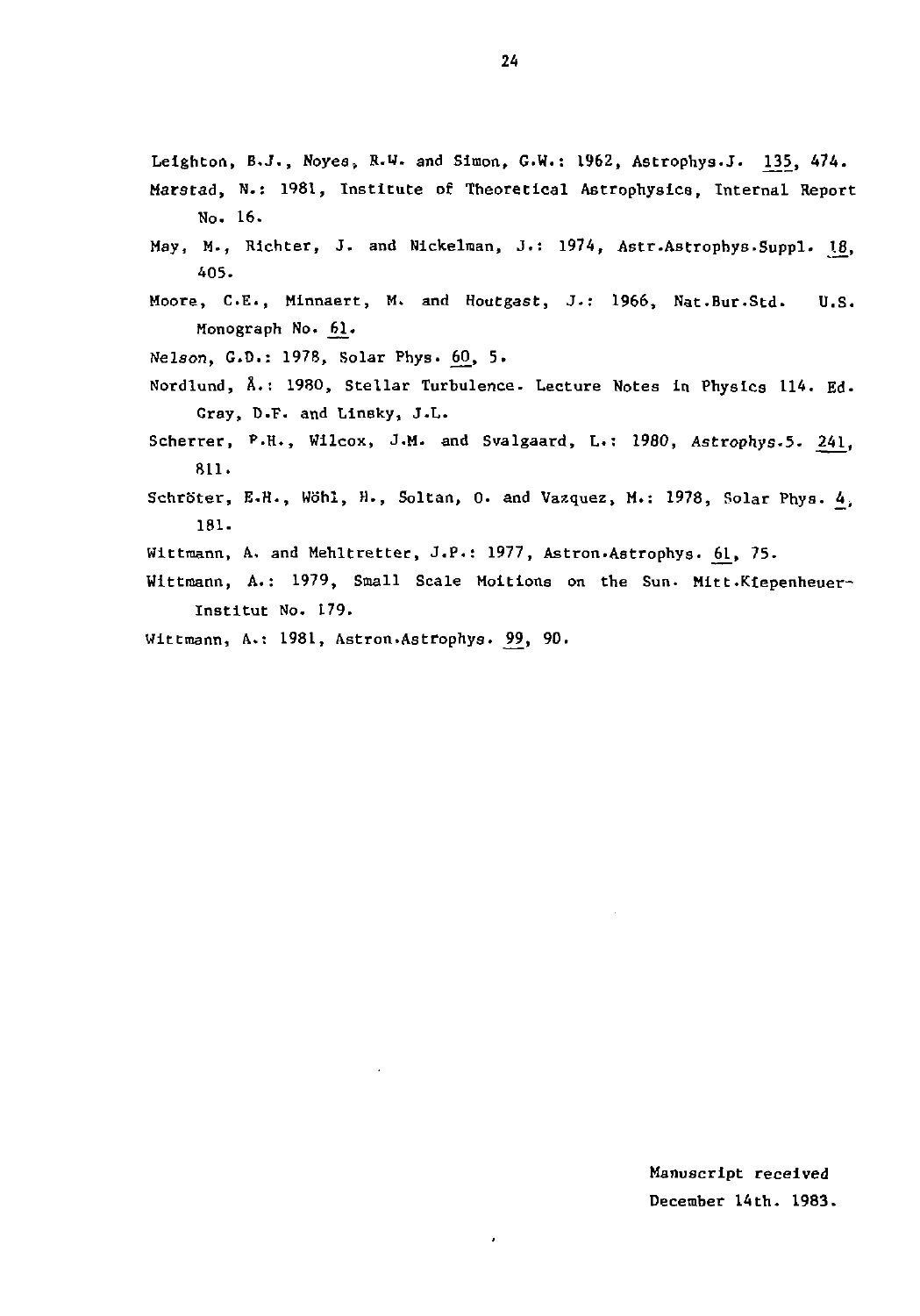Leighton, B.J., Noyes, R.W. and Simon, G.W.: 1962, Astrophys.J. 135, 474.

Marstad, N.: 1981, Institute of Theoretical Astrophysics, Internal Report No. 16.

May, M., Richter, J. and Nickelman, J.: 1974, Astr.Astrophys.Suppl. 18, 405.

Moore, C.E., Minnaert, M. and Houtgast, J.: 1966, Nat.Bur.Std. U.S. Monograph No. 61.

Nelson, G.D.: 1978, Solar Phys. 60, 5.

Nordlund, Å.: 1980, Stellar Turbulence. Lecture Notes in Physics 114. Ed. Gray, D.F. and Linsky, J.L.

Scherrer, P.H., Wilcox, J.M. and Svalgaard, L.: 1980, Astrophys.5. 241, 811.

Schröter, E.H., Wöhl, H., Soltan, O. and Vazquez, M.: 1978, Solar Phys. 4, 181.

Wittmann, A. and Mehltretter, J.P.: 1977, Astron.Astrophys. 61, 75.

Wittmann, A.: 1979, Small Scale Moitions on the Sun. Mitt.Kiepenheuer-Institut No. 179.

Wittmann, A.: 1981, Astron.Astrophys. 99, 90.

Manuscript received December 14th. 1983.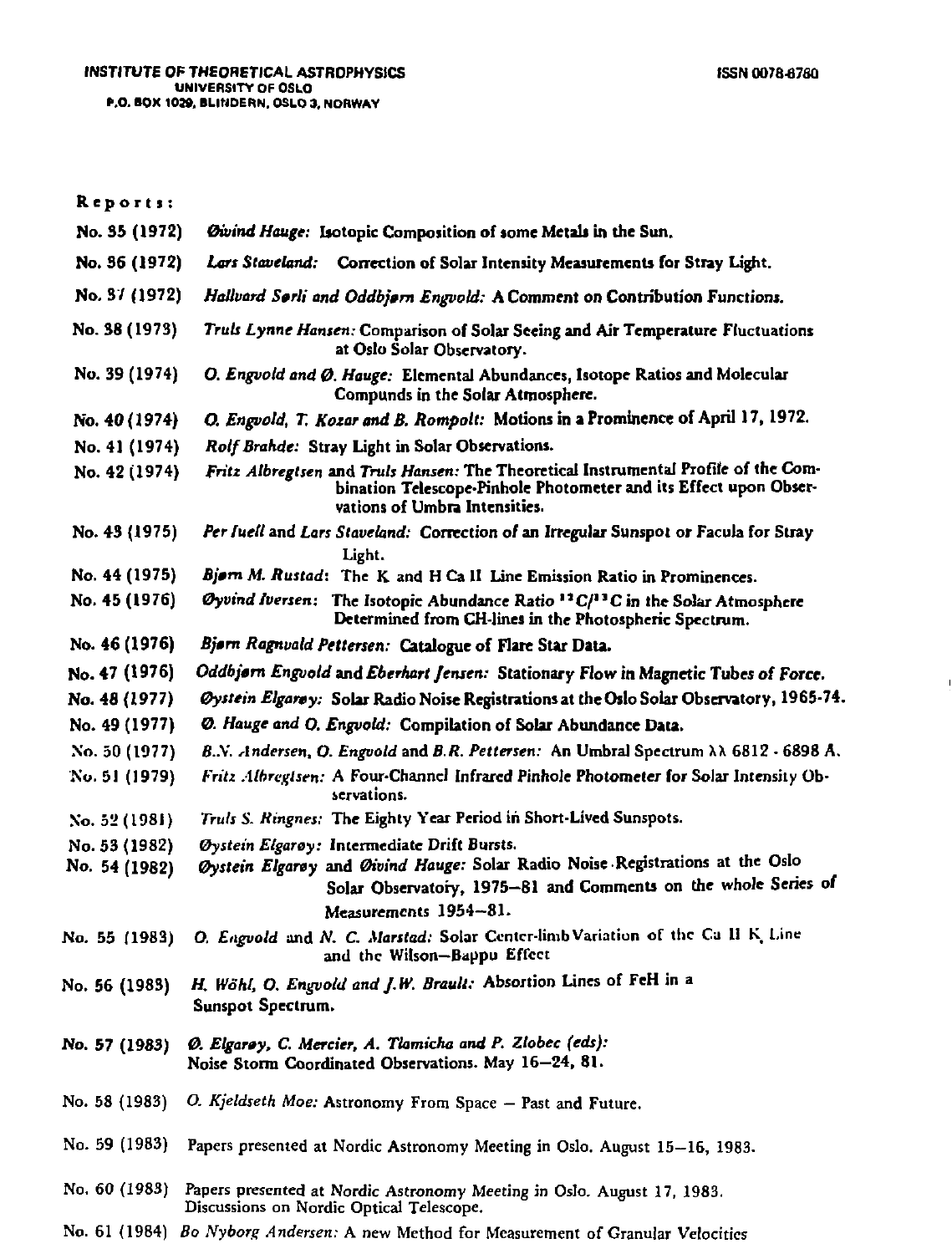**INSTITUTE OF THEORETICAL ASTROPHYSICS**
**UNIVERSITY OF OSLO**
**P.O. BOX 1029, BLINDERN, OSLO 3, NORWAY**

**ISSN 0078-6760**

**Reports:**

No. 35 (1972) *Øivind Hauge:* Isotopic Composition of some Metals in the Sun.

No. 36 (1972) *Lars Staveland:* Correction of Solar Intensity Measurements for Stray Light.

No. 37 (1972) *Hallvard Sørli and Oddbjørn Engvold:* A Comment on Contribution Functions.

No. 38 (1973) *Truls Lynne Hansen:* Comparison of Solar Seeing and Air Temperature Fluctuations at Oslo Solar Observatory.

No. 39 (1974) *O. Engvold and Ø. Hauge:* Elemental Abundances, Isotope Ratios and Molecular Compunds in the Solar Atmosphere.

No. 40 (1974) *O. Engvold, T. Kozar and B. Rompolt:* Motions in a Prominence of April 17, 1972.

No. 41 (1974) *Rolf Brahde:* Stray Light in Solar Observations.

No. 42 (1974) *Fritz Albregtsen* and *Truls Hansen:* The Theoretical Instrumental Profile of the Combination Telescope-Pinhole Photometer and its Effect upon Observations of Umbra Intensities.

No. 43 (1975) *Per Iuell* and *Lars Staveland:* Correction of an Irregular Sunspot or Facula for Stray Light.

No. 44 (1975) *Bjørn M. Rustad:* The K and H Ca II Line Emission Ratio in Prominences.

No. 45 (1976) *Øyvind Iversen:* The Isotopic Abundance Ratio $^{12}C/^{13}C$ in the Solar Atmosphere Determined from CH-lines in the Photospheric Spectrum.

No. 46 (1976) *Bjørn Ragnvald Pettersen:* Catalogue of Flare Star Data.

No. 47 (1976) *Oddbjørn Engvold* and *Eberhart Jensen:* Stationary Flow in Magnetic Tubes of Force.

No. 48 (1977) *Øystein Elgarøy:* Solar Radio Noise Registrations at the Oslo Solar Observatory, 1965-74.

No. 49 (1977) *Ø. Hauge and O. Engvold:* Compilation of Solar Abundance Data.

No. 50 (1977) *B.N. Andersen, O. Engvold* and *B.R. Pettersen:* An Umbral Spectrum λλ 6812 - 6898 A.

No. 51 (1979) *Fritz Albregtsen:* A Four-Channel Infrared Pinhole Photometer for Solar Intensity Observations.

No. 52 (1981) *Truls S. Ringnes:* The Eighty Year Period in Short-Lived Sunspots.

No. 53 (1982) *Øystein Elgarøy:* Intermediate Drift Bursts.

No. 54 (1982) *Øystein Elgarøy* and *Øivind Hauge:* Solar Radio Noise Registrations at the Oslo Solar Observatory, 1975–81 and Comments on the whole Series of Measurements 1954–81.

No. 55 (1983) *O. Engvold* and *N. C. Marstad:* Solar Center-limb Variation of the Ca II K Line and the Wilson–Bappu Effect

No. 56 (1983) *H. Wöhl, O. Engvold and J.W. Brault:* Absortion Lines of FeH in a Sunspot Spectrum.

No. 57 (1983) *Ø. Elgarøy, C. Mercier, A. Tlamicha and P. Zlobec (eds):* Noise Storm Coordinated Observations. May 16–24, 81.

No. 58 (1983) *O. Kjeldseth Moe:* Astronomy From Space – Past and Future.

No. 59 (1983) Papers presented at Nordic Astronomy Meeting in Oslo. August 15–16, 1983.

No. 60 (1983) Papers presented at Nordic Astronomy Meeting in Oslo. August 17, 1983. Discussions on Nordic Optical Telescope.

No. 61 (1984) *Bo Nyborg Andersen:* A new Method for Measurement of Granular Velocities